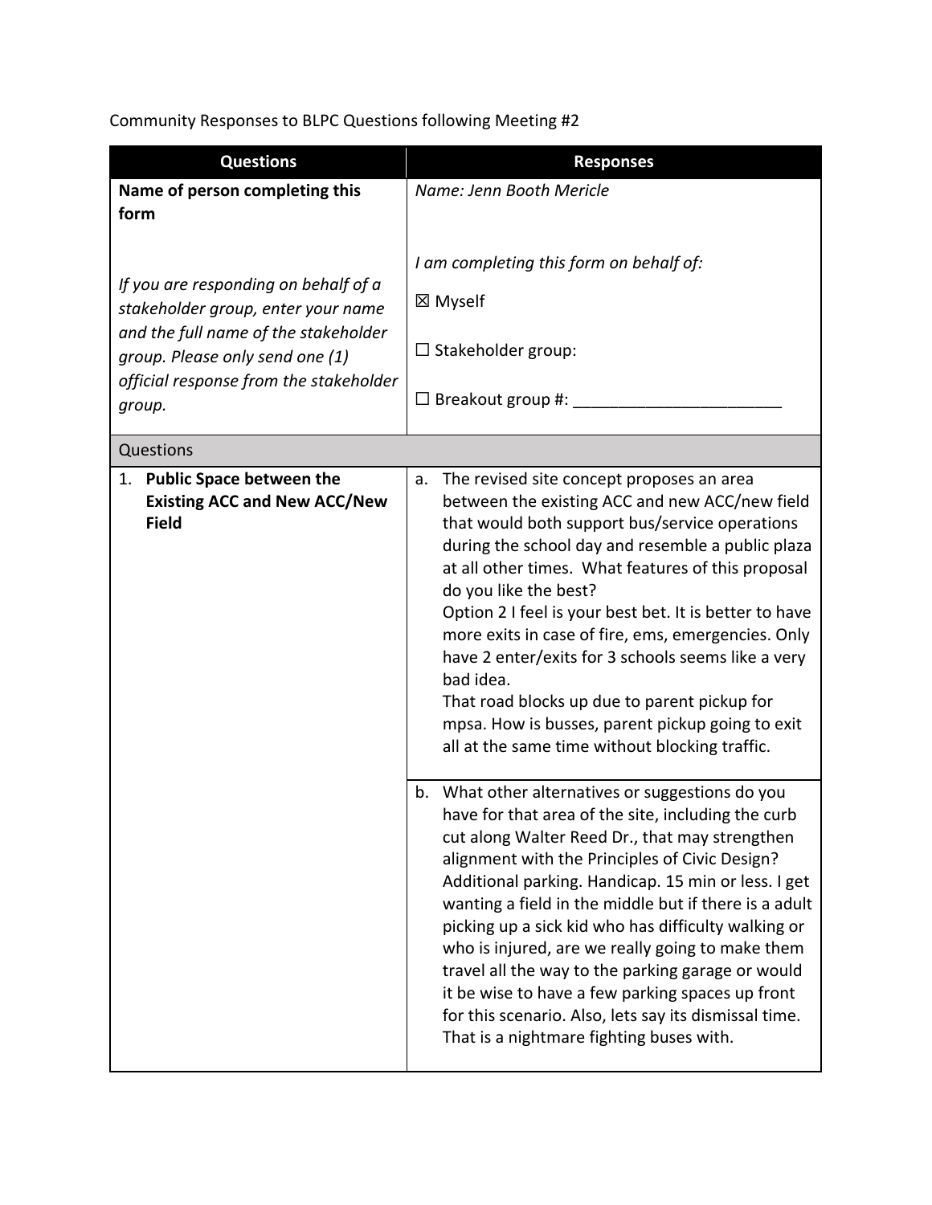Community Responses to BLPC Questions following Meeting #2

| Questions | Responses |
| --- | --- |
| **Name of person completing this form**<br><br>*If you are responding on behalf of a stakeholder group, enter your name and the full name of the stakeholder group. Please only send one (1) official response from the stakeholder group.* | *Name: Jenn Booth Mericle*<br><br>*I am completing this form on behalf of:*<br>☒ Myself<br>☐ Stakeholder group:<br>☐ Breakout group #: _______________________ |
| Questions | |
| 1. **Public Space between the Existing ACC and New ACC/New Field** | a. The revised site concept proposes an area between the existing ACC and new ACC/new field that would both support bus/service operations during the school day and resemble a public plaza at all other times. What features of this proposal do you like the best?<br>Option 2 I feel is your best bet. It is better to have more exits in case of fire, ems, emergencies. Only have 2 enter/exits for 3 schools seems like a very bad idea.<br>That road blocks up due to parent pickup for mpsa. How is busses, parent pickup going to exit all at the same time without blocking traffic. |
| | b. What other alternatives or suggestions do you have for that area of the site, including the curb cut along Walter Reed Dr., that may strengthen alignment with the Principles of Civic Design?<br>Additional parking. Handicap. 15 min or less. I get wanting a field in the middle but if there is a adult picking up a sick kid who has difficulty walking or who is injured, are we really going to make them travel all the way to the parking garage or would it be wise to have a few parking spaces up front for this scenario. Also, lets say its dismissal time. That is a nightmare fighting buses with. |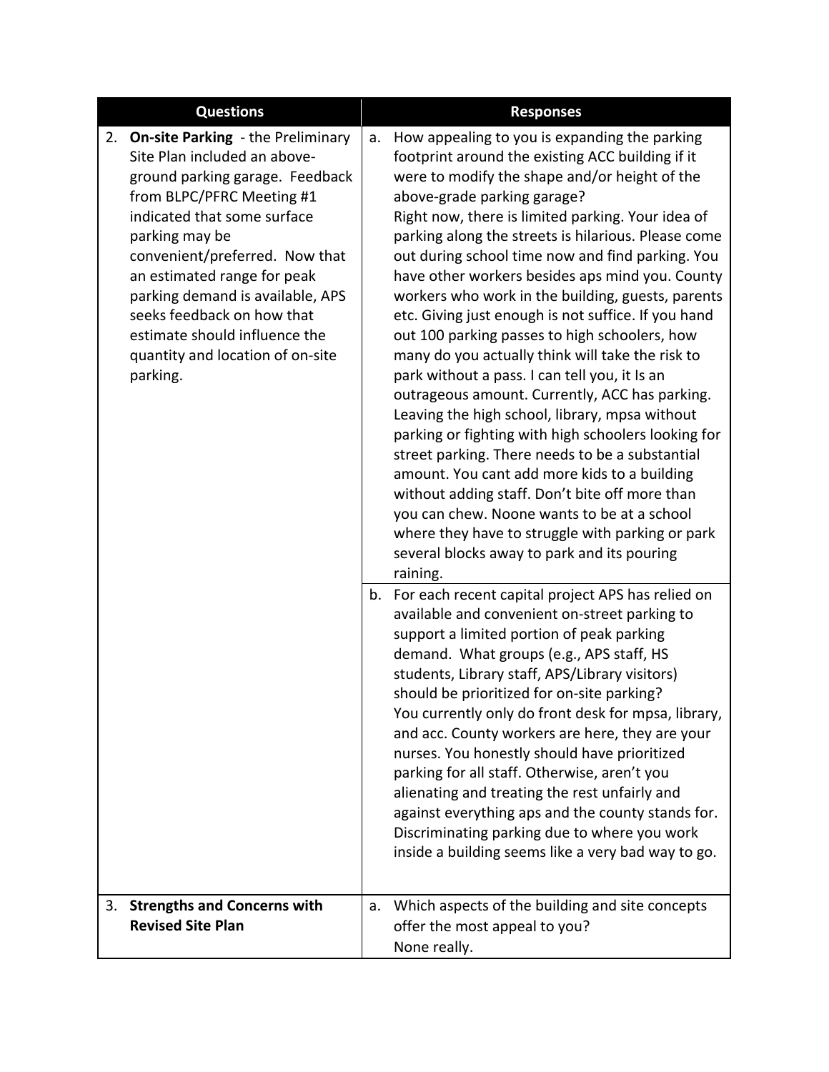| Questions | Responses |
| --- | --- |
| 2. **On-site Parking** - the Preliminary Site Plan included an above-ground parking garage. Feedback from BLPC/PFRC Meeting #1 indicated that some surface parking may be convenient/preferred. Now that an estimated range for peak parking demand is available, APS seeks feedback on how that estimate should influence the quantity and location of on-site parking. | a. How appealing to you is expanding the parking footprint around the existing ACC building if it were to modify the shape and/or height of the above-grade parking garage?<br>Right now, there is limited parking. Your idea of parking along the streets is hilarious. Please come out during school time now and find parking. You have other workers besides aps mind you. County workers who work in the building, guests, parents etc. Giving just enough is not suffice. If you hand out 100 parking passes to high schoolers, how many do you actually think will take the risk to park without a pass. I can tell you, it Is an outrageous amount. Currently, ACC has parking. Leaving the high school, library, mpsa without parking or fighting with high schoolers looking for street parking. There needs to be a substantial amount. You cant add more kids to a building without adding staff. Don't bite off more than you can chew. Noone wants to be at a school where they have to struggle with parking or park several blocks away to park and its pouring raining. |
| | b. For each recent capital project APS has relied on available and convenient on-street parking to support a limited portion of peak parking demand. What groups (e.g., APS staff, HS students, Library staff, APS/Library visitors) should be prioritized for on-site parking?<br>You currently only do front desk for mpsa, library, and acc. County workers are here, they are your nurses. You honestly should have prioritized parking for all staff. Otherwise, aren't you alienating and treating the rest unfairly and against everything aps and the county stands for. Discriminating parking due to where you work inside a building seems like a very bad way to go. |
| 3. **Strengths and Concerns with Revised Site Plan** | a. Which aspects of the building and site concepts offer the most appeal to you?<br>None really. |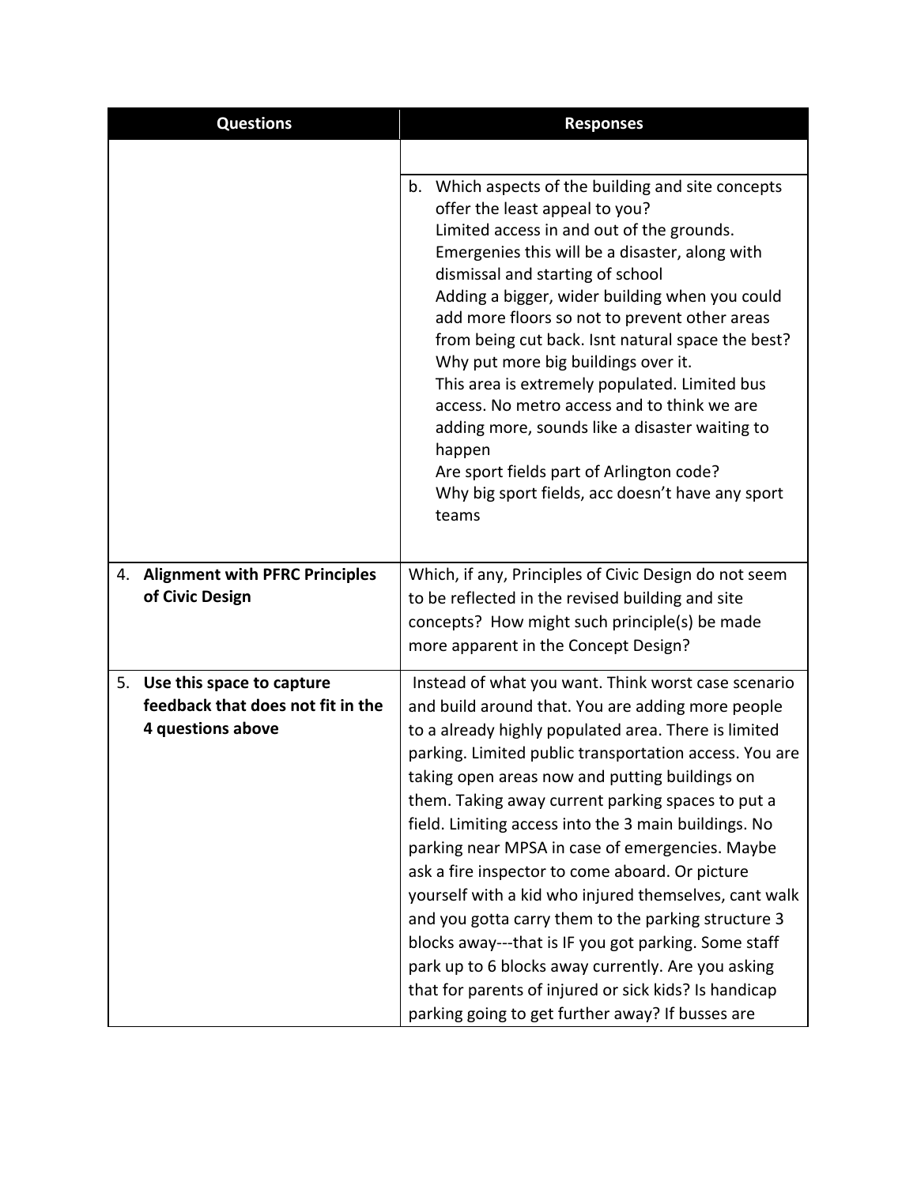| Questions | Responses |
|---|---|
| | |
| | b. Which aspects of the building and site concepts offer the least appeal to you?<br>Limited access in and out of the grounds. Emergenies this will be a disaster, along with dismissal and starting of school<br>Adding a bigger, wider building when you could add more floors so not to prevent other areas from being cut back. Isnt natural space the best? Why put more big buildings over it.<br>This area is extremely populated. Limited bus access. No metro access and to think we are adding more, sounds like a disaster waiting to happen<br>Are sport fields part of Arlington code?<br>Why big sport fields, acc doesn't have any sport teams |
| 4. **Alignment with PFRC Principles of Civic Design** | Which, if any, Principles of Civic Design do not seem to be reflected in the revised building and site concepts? How might such principle(s) be made more apparent in the Concept Design? |
| 5. **Use this space to capture feedback that does not fit in the 4 questions above** | Instead of what you want. Think worst case scenario and build around that. You are adding more people to a already highly populated area. There is limited parking. Limited public transportation access. You are taking open areas now and putting buildings on them. Taking away current parking spaces to put a field. Limiting access into the 3 main buildings. No parking near MPSA in case of emergencies. Maybe ask a fire inspector to come aboard. Or picture yourself with a kid who injured themselves, cant walk and you gotta carry them to the parking structure 3 blocks away---that is IF you got parking. Some staff park up to 6 blocks away currently. Are you asking that for parents of injured or sick kids? Is handicap parking going to get further away? If busses are |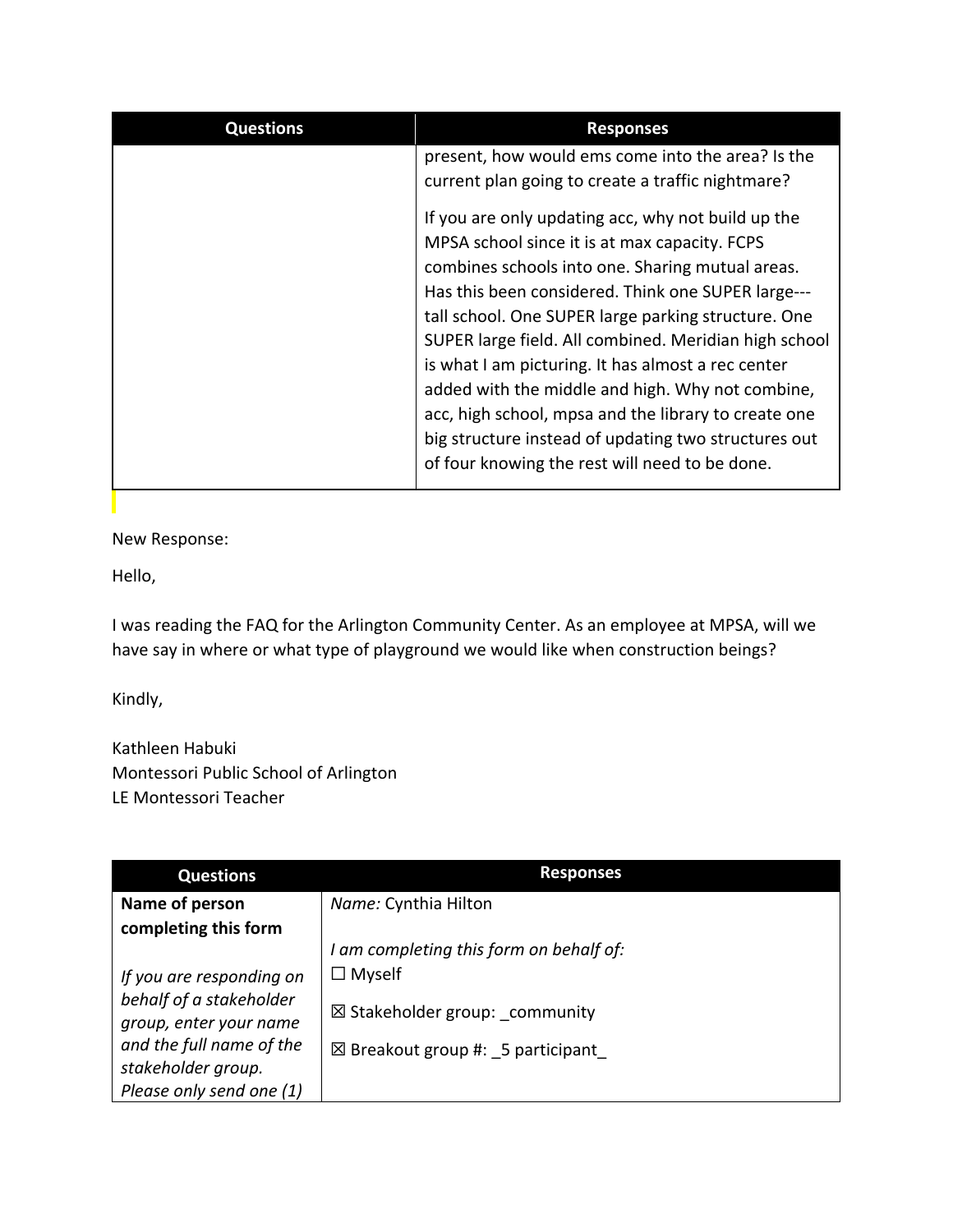| Questions | Responses |
| --- | --- |
| | present, how would ems come into the area? Is the current plan going to create a traffic nightmare?<br><br>If you are only updating acc, why not build up the MPSA school since it is at max capacity. FCPS combines schools into one. Sharing mutual areas. Has this been considered. Think one SUPER large---tall school. One SUPER large parking structure. One SUPER large field. All combined. Meridian high school is what I am picturing. It has almost a rec center added with the middle and high. Why not combine, acc, high school, mpsa and the library to create one big structure instead of updating two structures out of four knowing the rest will need to be done. |

New Response:

Hello,

I was reading the FAQ for the Arlington Community Center. As an employee at MPSA, will we have say in where or what type of playground we would like when construction beings?

Kindly,

Kathleen Habuki
Montessori Public School of Arlington
LE Montessori Teacher

| Questions | Responses |
| --- | --- |
| **Name of person completing this form**<br><br>*If you are responding on behalf of a stakeholder group, enter your name and the full name of the stakeholder group. Please only send one (1)* | *Name:* Cynthia Hilton<br><br>*I am completing this form on behalf of:*<br>☐ Myself<br>☒ Stakeholder group: _community<br>☒ Breakout group #: _5 participant_ |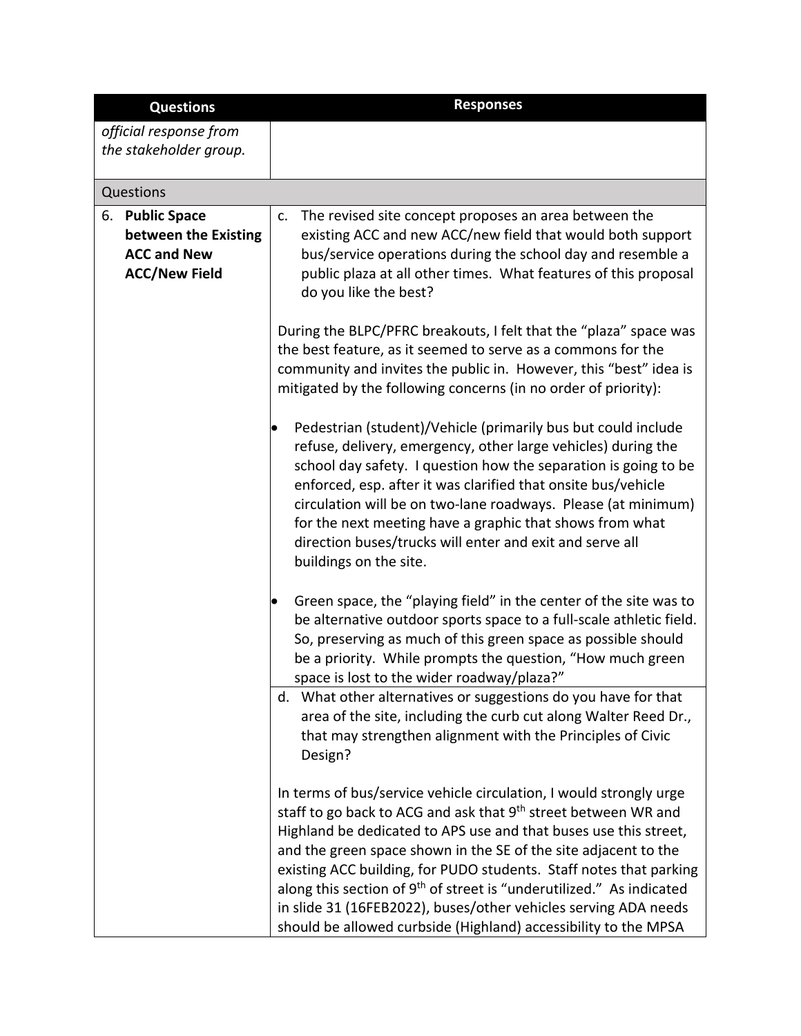| Questions | Responses |
|---|---|
| *official response from the stakeholder group.* | |
| Questions | |
| 6. **Public Space between the Existing ACC and New ACC/New Field** | c. The revised site concept proposes an area between the existing ACC and new ACC/new field that would both support bus/service operations during the school day and resemble a public plaza at all other times. What features of this proposal do you like the best?<br><br>During the BLPC/PFRC breakouts, I felt that the “plaza” space was the best feature, as it seemed to serve as a commons for the community and invites the public in. However, this “best” idea is mitigated by the following concerns (in no order of priority):<br><br>• Pedestrian (student)/Vehicle (primarily bus but could include refuse, delivery, emergency, other large vehicles) during the school day safety. I question how the separation is going to be enforced, esp. after it was clarified that onsite bus/vehicle circulation will be on two-lane roadways. Please (at minimum) for the next meeting have a graphic that shows from what direction buses/trucks will enter and exit and serve all buildings on the site.<br><br>• Green space, the “playing field” in the center of the site was to be alternative outdoor sports space to a full-scale athletic field. So, preserving as much of this green space as possible should be a priority. While prompts the question, “How much green space is lost to the wider roadway/plaza?” |
| | d. What other alternatives or suggestions do you have for that area of the site, including the curb cut along Walter Reed Dr., that may strengthen alignment with the Principles of Civic Design?<br><br>In terms of bus/service vehicle circulation, I would strongly urge staff to go back to ACG and ask that 9th street between WR and Highland be dedicated to APS use and that buses use this street, and the green space shown in the SE of the site adjacent to the existing ACC building, for PUDO students. Staff notes that parking along this section of 9th of street is “underutilized.” As indicated in slide 31 (16FEB2022), buses/other vehicles serving ADA needs should be allowed curbside (Highland) accessibility to the MPSA |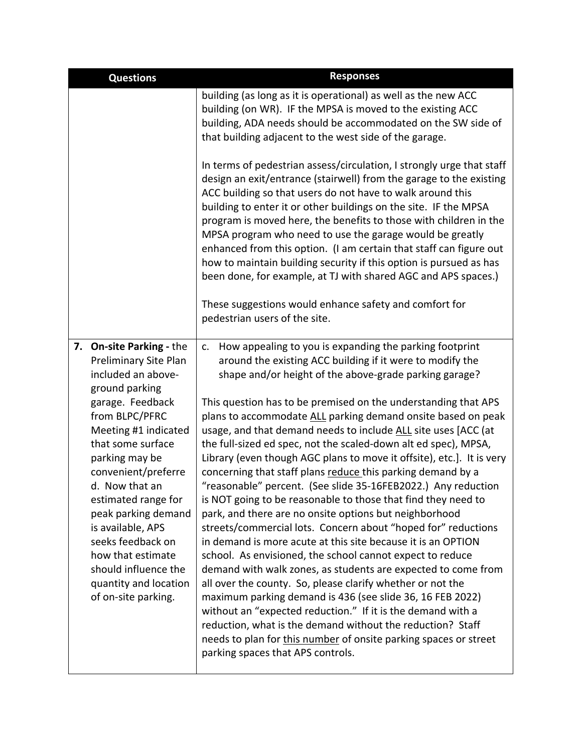| Questions | Responses |
|---|---|
| | building (as long as it is operational) as well as the new ACC building (on WR). IF the MPSA is moved to the existing ACC building, ADA needs should be accommodated on the SW side of that building adjacent to the west side of the garage.<br><br>In terms of pedestrian assess/circulation, I strongly urge that staff design an exit/entrance (stairwell) from the garage to the existing ACC building so that users do not have to walk around this building to enter it or other buildings on the site. IF the MPSA program is moved here, the benefits to those with children in the MPSA program who need to use the garage would be greatly enhanced from this option. (I am certain that staff can figure out how to maintain building security if this option is pursued as has been done, for example, at TJ with shared AGC and APS spaces.)<br><br>These suggestions would enhance safety and comfort for pedestrian users of the site. |
| 7. **On-site Parking -** the Preliminary Site Plan included an above-ground parking garage. Feedback from BLPC/PFRC Meeting #1 indicated that some surface parking may be convenient/preferred. Now that an estimated range for peak parking demand is available, APS seeks feedback on how that estimate should influence the quantity and location of on-site parking. | c. How appealing to you is expanding the parking footprint around the existing ACC building if it were to modify the shape and/or height of the above-grade parking garage?<br><br>This question has to be premised on the understanding that APS plans to accommodate <u>ALL</u> parking demand onsite based on peak usage, and that demand needs to include <u>ALL</u> site uses [ACC (at the full-sized ed spec, not the scaled-down alt ed spec), MPSA, Library (even though AGC plans to move it offsite), etc.]. It is very concerning that staff plans <u>reduce</u> this parking demand by a "reasonable" percent. (See slide 35-16FEB2022.) Any reduction is NOT going to be reasonable to those that find they need to park, and there are no onsite options but neighborhood streets/commercial lots. Concern about "hoped for" reductions in demand is more acute at this site because it is an OPTION school. As envisioned, the school cannot expect to reduce demand with walk zones, as students are expected to come from all over the county. So, please clarify whether or not the maximum parking demand is 436 (see slide 36, 16 FEB 2022) without an "expected reduction." If it is the demand with a reduction, what is the demand without the reduction? Staff needs to plan for <u>this number</u> of onsite parking spaces or street parking spaces that APS controls. |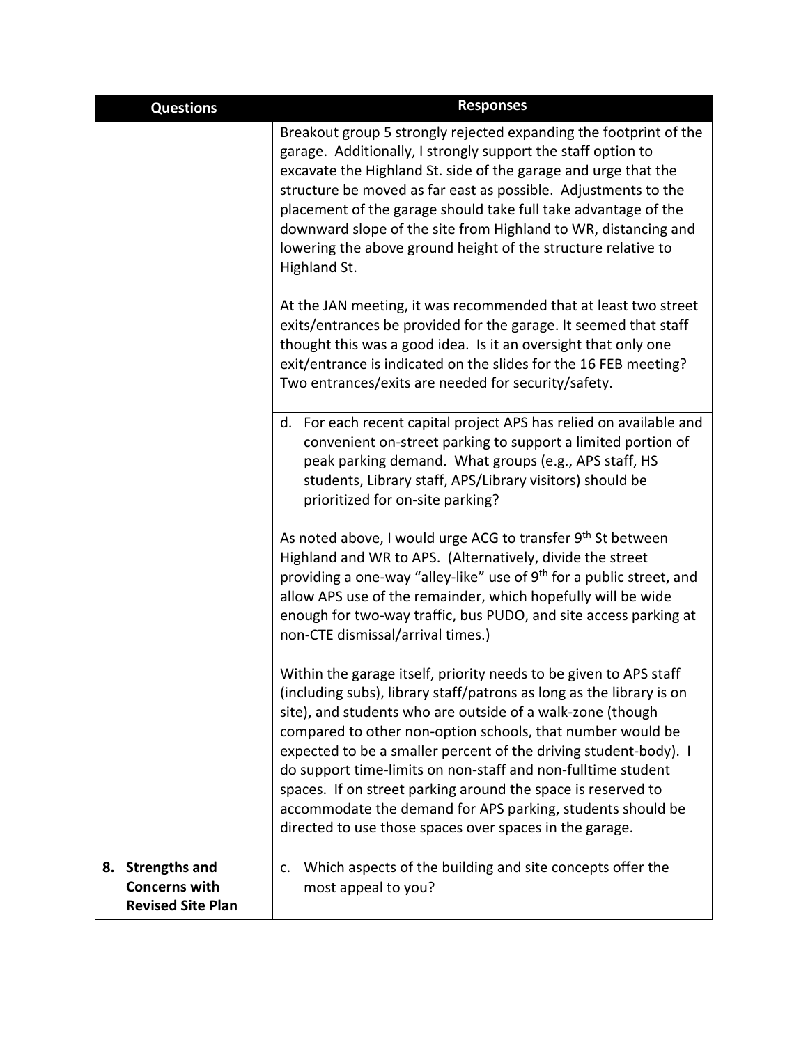| Questions | Responses |
| --- | --- |
| | Breakout group 5 strongly rejected expanding the footprint of the garage. Additionally, I strongly support the staff option to excavate the Highland St. side of the garage and urge that the structure be moved as far east as possible. Adjustments to the placement of the garage should take full take advantage of the downward slope of the site from Highland to WR, distancing and lowering the above ground height of the structure relative to Highland St.<br><br>At the JAN meeting, it was recommended that at least two street exits/entrances be provided for the garage. It seemed that staff thought this was a good idea. Is it an oversight that only one exit/entrance is indicated on the slides for the 16 FEB meeting? Two entrances/exits are needed for security/safety. |
| | d. For each recent capital project APS has relied on available and convenient on-street parking to support a limited portion of peak parking demand. What groups (e.g., APS staff, HS students, Library staff, APS/Library visitors) should be prioritized for on-site parking?<br><br>As noted above, I would urge ACG to transfer 9th St between Highland and WR to APS. (Alternatively, divide the street providing a one-way "alley-like" use of 9th for a public street, and allow APS use of the remainder, which hopefully will be wide enough for two-way traffic, bus PUDO, and site access parking at non-CTE dismissal/arrival times.)<br><br>Within the garage itself, priority needs to be given to APS staff (including subs), library staff/patrons as long as the library is on site), and students who are outside of a walk-zone (though compared to other non-option schools, that number would be expected to be a smaller percent of the driving student-body). I do support time-limits on non-staff and non-fulltime student spaces. If on street parking around the space is reserved to accommodate the demand for APS parking, students should be directed to use those spaces over spaces in the garage. |
| **8. Strengths and Concerns with Revised Site Plan** | c. Which aspects of the building and site concepts offer the most appeal to you? |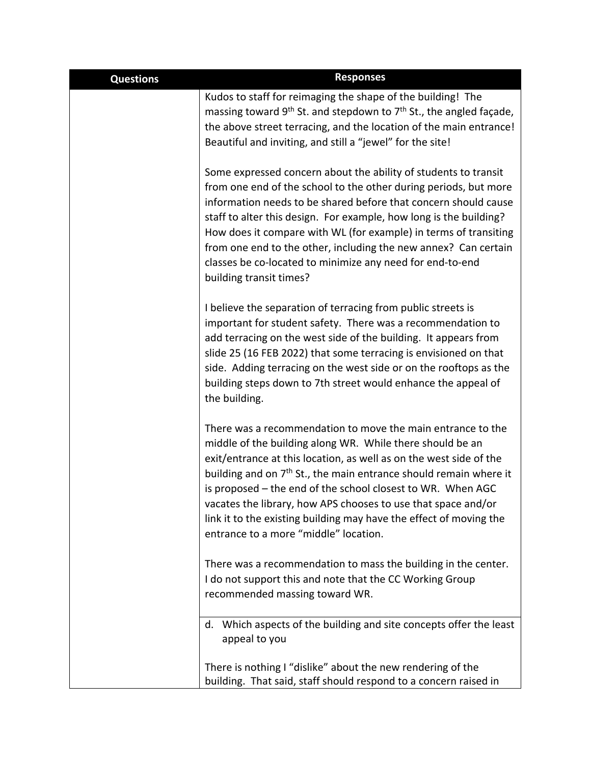| Questions | Responses |
| --- | --- |
| | Kudos to staff for reimaging the shape of the building! The massing toward 9th St. and stepdown to 7th St., the angled façade, the above street terracing, and the location of the main entrance! Beautiful and inviting, and still a "jewel" for the site!<br><br>Some expressed concern about the ability of students to transit from one end of the school to the other during periods, but more information needs to be shared before that concern should cause staff to alter this design. For example, how long is the building? How does it compare with WL (for example) in terms of transiting from one end to the other, including the new annex? Can certain classes be co-located to minimize any need for end-to-end building transit times?<br><br>I believe the separation of terracing from public streets is important for student safety. There was a recommendation to add terracing on the west side of the building. It appears from slide 25 (16 FEB 2022) that some terracing is envisioned on that side. Adding terracing on the west side or on the rooftops as the building steps down to 7th street would enhance the appeal of the building.<br><br>There was a recommendation to move the main entrance to the middle of the building along WR. While there should be an exit/entrance at this location, as well as on the west side of the building and on 7th St., the main entrance should remain where it is proposed – the end of the school closest to WR. When AGC vacates the library, how APS chooses to use that space and/or link it to the existing building may have the effect of moving the entrance to a more "middle" location.<br><br>There was a recommendation to mass the building in the center. I do not support this and note that the CC Working Group recommended massing toward WR. |
| | d. Which aspects of the building and site concepts offer the least appeal to you<br><br>There is nothing I "dislike" about the new rendering of the building. That said, staff should respond to a concern raised in |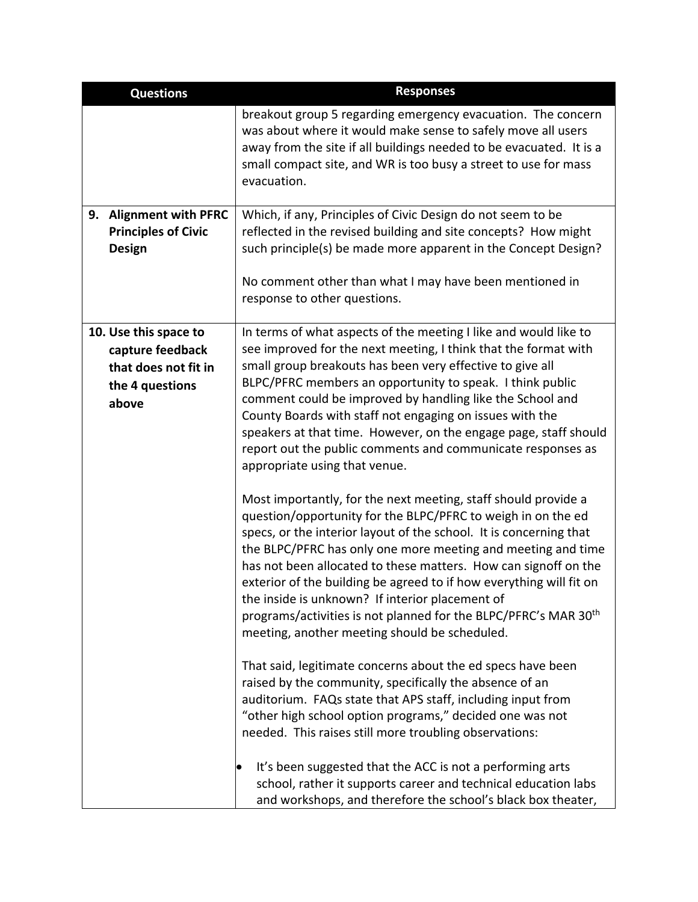| Questions | Responses |
|---|---|
| | breakout group 5 regarding emergency evacuation. The concern was about where it would make sense to safely move all users away from the site if all buildings needed to be evacuated. It is a small compact site, and WR is too busy a street to use for mass evacuation. |
| **9. Alignment with PFRC Principles of Civic Design** | Which, if any, Principles of Civic Design do not seem to be reflected in the revised building and site concepts? How might such principle(s) be made more apparent in the Concept Design?<br><br>No comment other than what I may have been mentioned in response to other questions. |
| **10. Use this space to capture feedback that does not fit in the 4 questions above** | In terms of what aspects of the meeting I like and would like to see improved for the next meeting, I think that the format with small group breakouts has been very effective to give all BLPC/PFRC members an opportunity to speak. I think public comment could be improved by handling like the School and County Boards with staff not engaging on issues with the speakers at that time. However, on the engage page, staff should report out the public comments and communicate responses as appropriate using that venue.<br><br>Most importantly, for the next meeting, staff should provide a question/opportunity for the BLPC/PFRC to weigh in on the ed specs, or the interior layout of the school. It is concerning that the BLPC/PFRC has only one more meeting and meeting and time has not been allocated to these matters. How can signoff on the exterior of the building be agreed to if how everything will fit on the inside is unknown? If interior placement of programs/activities is not planned for the BLPC/PFRC's MAR 30th meeting, another meeting should be scheduled.<br><br>That said, legitimate concerns about the ed specs have been raised by the community, specifically the absence of an auditorium. FAQs state that APS staff, including input from "other high school option programs," decided one was not needed. This raises still more troubling observations:<br><br>• It's been suggested that the ACC is not a performing arts school, rather it supports career and technical education labs and workshops, and therefore the school's black box theater, |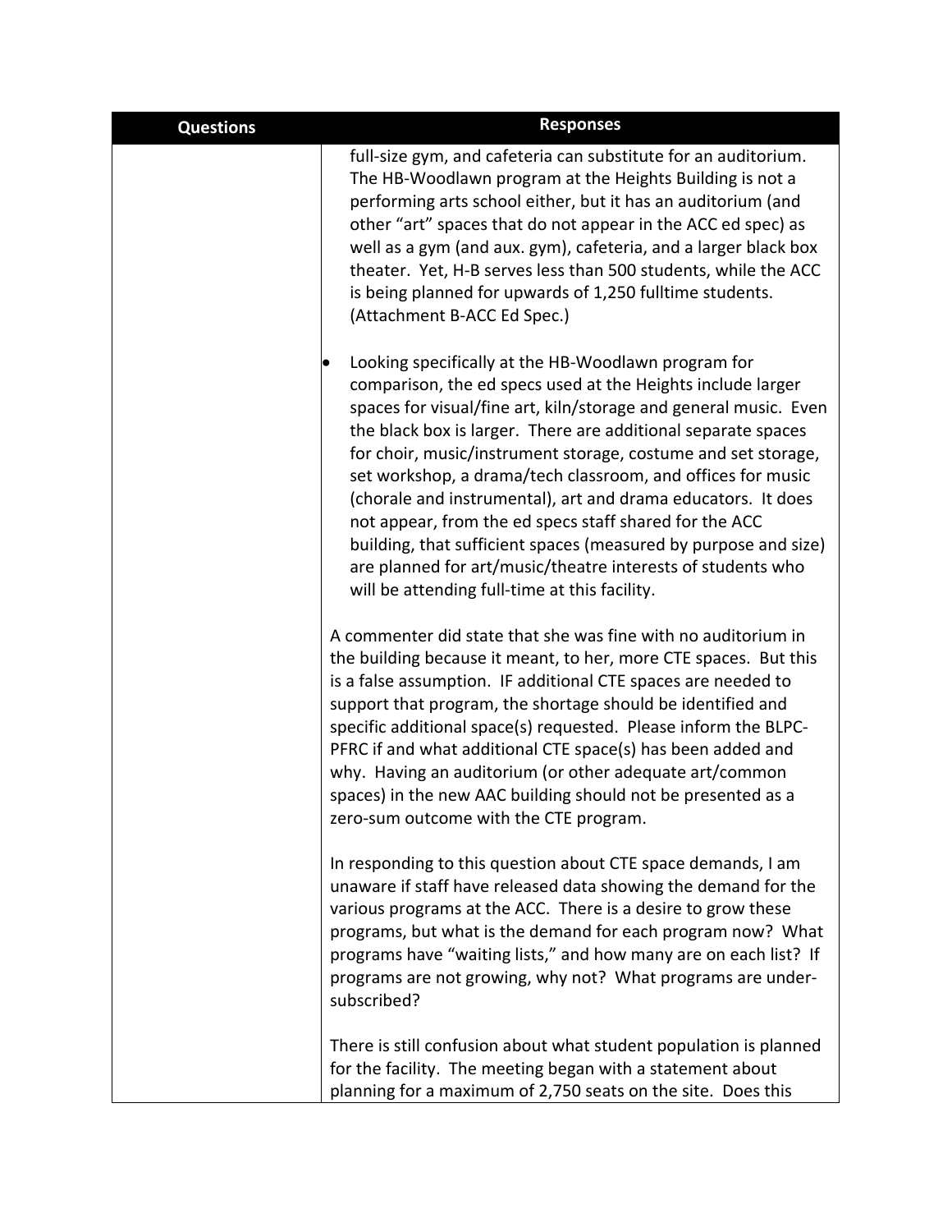| Questions | Responses |
| --- | --- |
| | full-size gym, and cafeteria can substitute for an auditorium. The HB-Woodlawn program at the Heights Building is not a performing arts school either, but it has an auditorium (and other "art" spaces that do not appear in the ACC ed spec) as well as a gym (and aux. gym), cafeteria, and a larger black box theater. Yet, H-B serves less than 500 students, while the ACC is being planned for upwards of 1,250 fulltime students. (Attachment B-ACC Ed Spec.)<br><br>• Looking specifically at the HB-Woodlawn program for comparison, the ed specs used at the Heights include larger spaces for visual/fine art, kiln/storage and general music. Even the black box is larger. There are additional separate spaces for choir, music/instrument storage, costume and set storage, set workshop, a drama/tech classroom, and offices for music (chorale and instrumental), art and drama educators. It does not appear, from the ed specs staff shared for the ACC building, that sufficient spaces (measured by purpose and size) are planned for art/music/theatre interests of students who will be attending full-time at this facility.<br><br>A commenter did state that she was fine with no auditorium in the building because it meant, to her, more CTE spaces. But this is a false assumption. IF additional CTE spaces are needed to support that program, the shortage should be identified and specific additional space(s) requested. Please inform the BLPC-PFRC if and what additional CTE space(s) has been added and why. Having an auditorium (or other adequate art/common spaces) in the new AAC building should not be presented as a zero-sum outcome with the CTE program.<br><br>In responding to this question about CTE space demands, I am unaware if staff have released data showing the demand for the various programs at the ACC. There is a desire to grow these programs, but what is the demand for each program now? What programs have "waiting lists," and how many are on each list? If programs are not growing, why not? What programs are under-subscribed?<br><br>There is still confusion about what student population is planned for the facility. The meeting began with a statement about planning for a maximum of 2,750 seats on the site. Does this |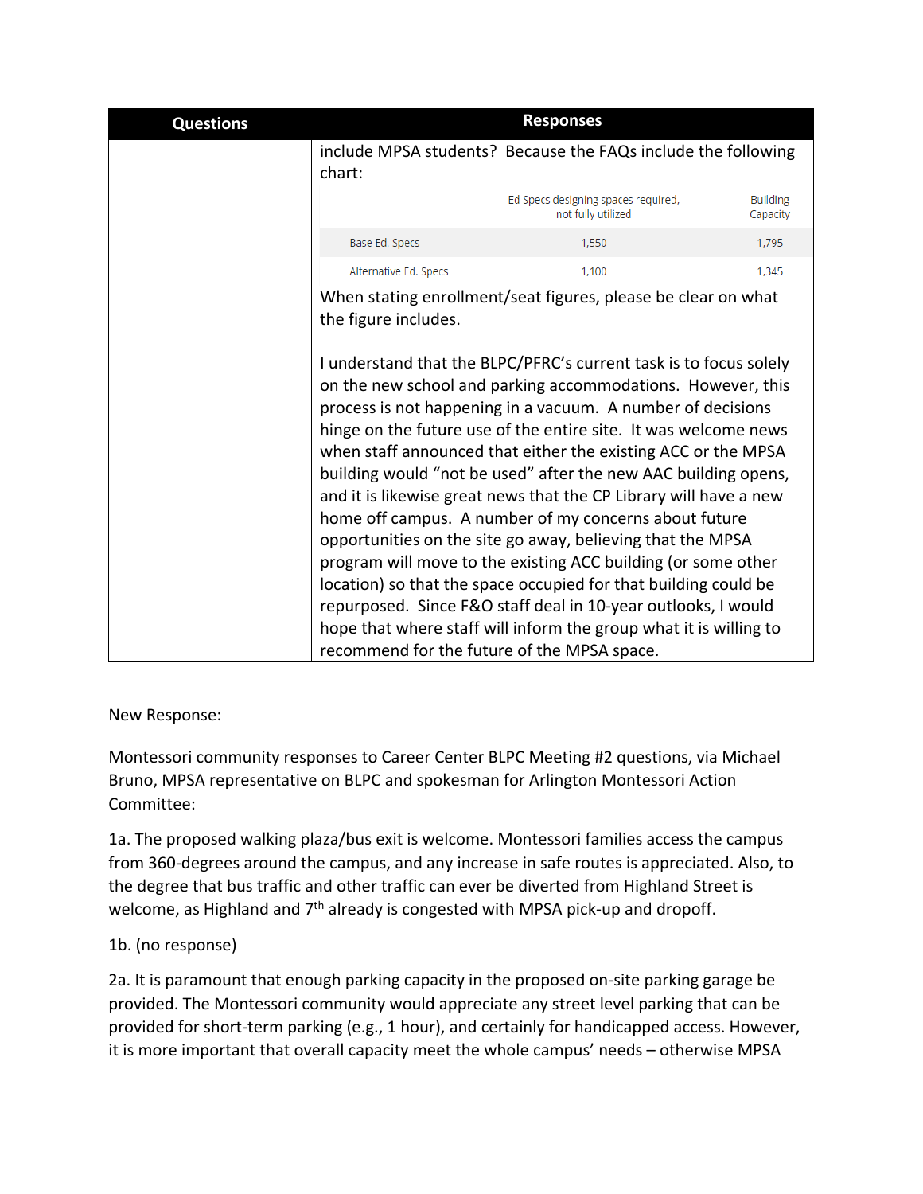| Questions | Responses |
|---|---|
| | include MPSA students? Because the FAQs include the following chart:<br><br>\| \| Ed Specs designing spaces required, not fully utilized \| Building Capacity \|<br>\|---\|---\|---\|<br>\| Base Ed. Specs \| 1,550 \| 1,795 \|<br>\| Alternative Ed. Specs \| 1,100 \| 1,345 \|<br><br>When stating enrollment/seat figures, please be clear on what the figure includes.<br><br>I understand that the BLPC/PFRC's current task is to focus solely on the new school and parking accommodations. However, this process is not happening in a vacuum. A number of decisions hinge on the future use of the entire site. It was welcome news when staff announced that either the existing ACC or the MPSA building would "not be used" after the new AAC building opens, and it is likewise great news that the CP Library will have a new home off campus. A number of my concerns about future opportunities on the site go away, believing that the MPSA program will move to the existing ACC building (or some other location) so that the space occupied for that building could be repurposed. Since F&O staff deal in 10-year outlooks, I would hope that where staff will inform the group what it is willing to recommend for the future of the MPSA space. |

New Response:

Montessori community responses to Career Center BLPC Meeting #2 questions, via Michael Bruno, MPSA representative on BLPC and spokesman for Arlington Montessori Action Committee:

1a. The proposed walking plaza/bus exit is welcome. Montessori families access the campus from 360-degrees around the campus, and any increase in safe routes is appreciated. Also, to the degree that bus traffic and other traffic can ever be diverted from Highland Street is welcome, as Highland and 7th already is congested with MPSA pick-up and dropoff.

1b. (no response)

2a. It is paramount that enough parking capacity in the proposed on-site parking garage be provided. The Montessori community would appreciate any street level parking that can be provided for short-term parking (e.g., 1 hour), and certainly for handicapped access. However, it is more important that overall capacity meet the whole campus' needs – otherwise MPSA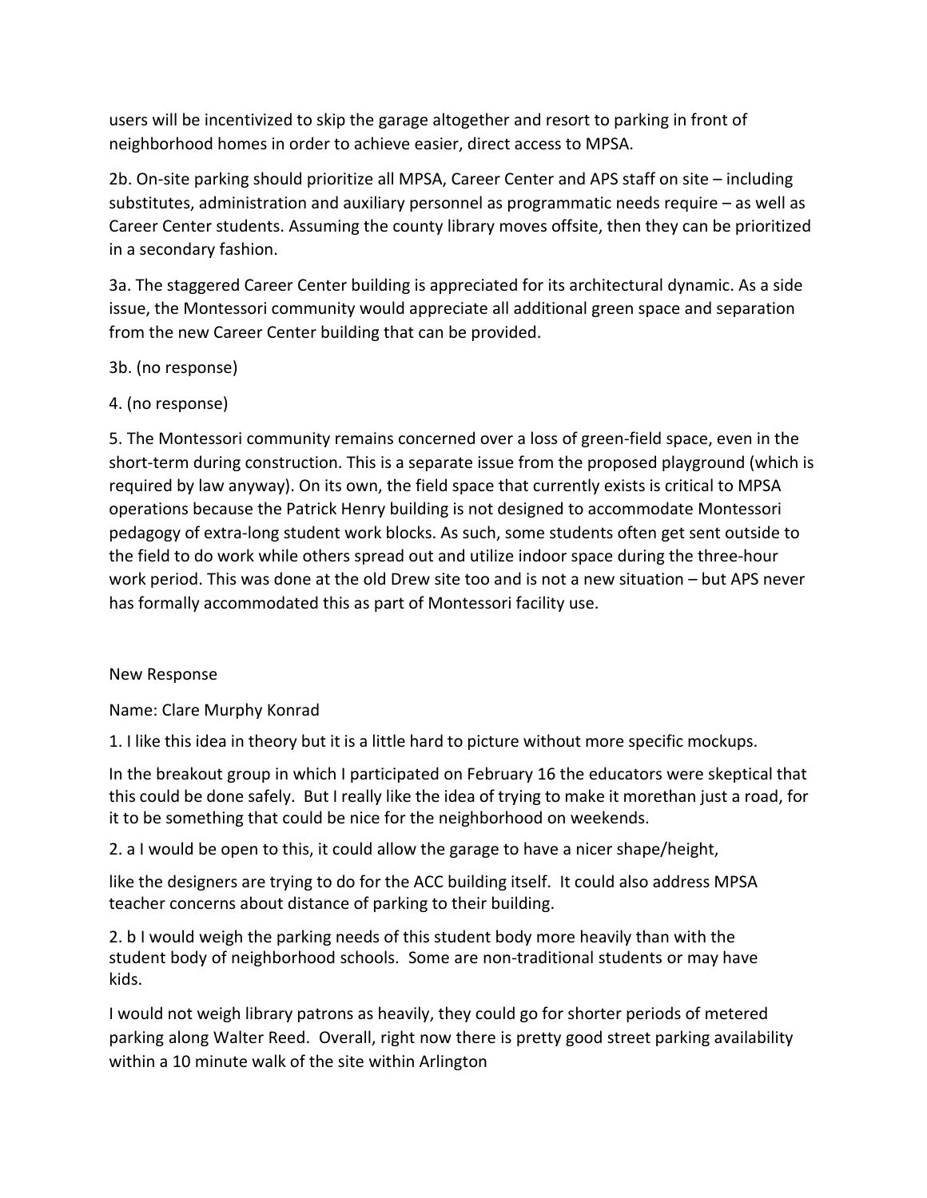users will be incentivized to skip the garage altogether and resort to parking in front of neighborhood homes in order to achieve easier, direct access to MPSA.

2b. On-site parking should prioritize all MPSA, Career Center and APS staff on site – including substitutes, administration and auxiliary personnel as programmatic needs require – as well as Career Center students. Assuming the county library moves offsite, then they can be prioritized in a secondary fashion.

3a. The staggered Career Center building is appreciated for its architectural dynamic. As a side issue, the Montessori community would appreciate all additional green space and separation from the new Career Center building that can be provided.

3b. (no response)

4. (no response)

5. The Montessori community remains concerned over a loss of green-field space, even in the short-term during construction. This is a separate issue from the proposed playground (which is required by law anyway). On its own, the field space that currently exists is critical to MPSA operations because the Patrick Henry building is not designed to accommodate Montessori pedagogy of extra-long student work blocks. As such, some students often get sent outside to the field to do work while others spread out and utilize indoor space during the three-hour work period. This was done at the old Drew site too and is not a new situation – but APS never has formally accommodated this as part of Montessori facility use.

New Response

Name: Clare Murphy Konrad

1. I like this idea in theory but it is a little hard to picture without more specific mockups.

In the breakout group in which I participated on February 16 the educators were skeptical that this could be done safely. But I really like the idea of trying to make it morethan just a road, for it to be something that could be nice for the neighborhood on weekends.

2. a I would be open to this, it could allow the garage to have a nicer shape/height,

like the designers are trying to do for the ACC building itself. It could also address MPSA teacher concerns about distance of parking to their building.

2. b I would weigh the parking needs of this student body more heavily than with the student body of neighborhood schools. Some are non-traditional students or may have kids.

I would not weigh library patrons as heavily, they could go for shorter periods of metered parking along Walter Reed. Overall, right now there is pretty good street parking availability within a 10 minute walk of the site within Arlington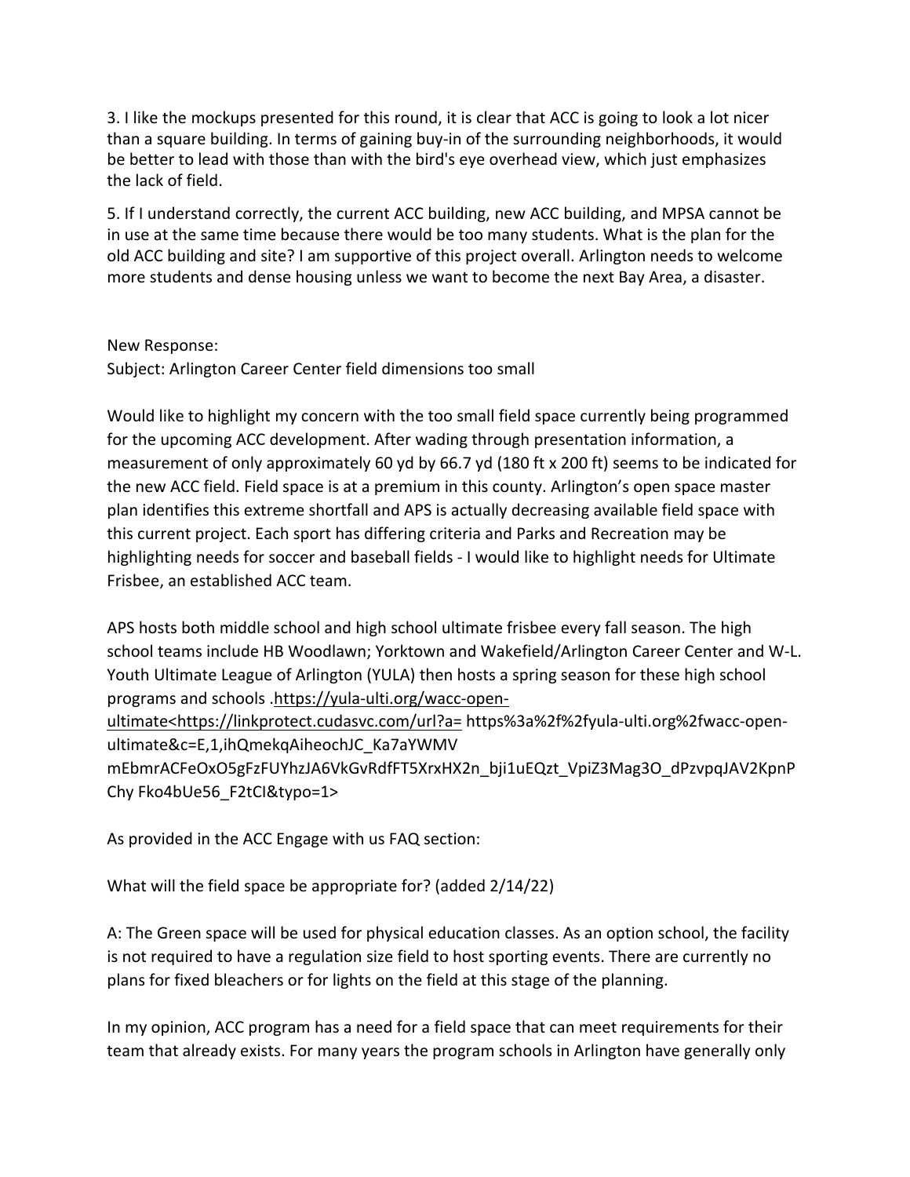3. I like the mockups presented for this round, it is clear that ACC is going to look a lot nicer than a square building. In terms of gaining buy-in of the surrounding neighborhoods, it would be better to lead with those than with the bird's eye overhead view, which just emphasizes the lack of field.

5. If I understand correctly, the current ACC building, new ACC building, and MPSA cannot be in use at the same time because there would be too many students. What is the plan for the old ACC building and site? I am supportive of this project overall. Arlington needs to welcome more students and dense housing unless we want to become the next Bay Area, a disaster.

New Response:
Subject: Arlington Career Center field dimensions too small

Would like to highlight my concern with the too small field space currently being programmed for the upcoming ACC development. After wading through presentation information, a measurement of only approximately 60 yd by 66.7 yd (180 ft x 200 ft) seems to be indicated for the new ACC field. Field space is at a premium in this county. Arlington's open space master plan identifies this extreme shortfall and APS is actually decreasing available field space with this current project. Each sport has differing criteria and Parks and Recreation may be highlighting needs for soccer and baseball fields - I would like to highlight needs for Ultimate Frisbee, an established ACC team.

APS hosts both middle school and high school ultimate frisbee every fall season. The high school teams include HB Woodlawn; Yorktown and Wakefield/Arlington Career Center and W-L. Youth Ultimate League of Arlington (YULA) then hosts a spring season for these high school programs and schools .https://yula-ulti.org/wacc-open-ultimate<https://linkprotect.cudasvc.com/url?a= https%3a%2f%2fyula-ulti.org%2fwacc-open-ultimate&c=E,1,ihQmekqAiheochJC_Ka7aYWMV mEbmrACFeOxO5gFzFUYhzJA6VkGvRdfFT5XrxHX2n_bji1uEQzt_VpiZ3Mag3O_dPzvpqJAV2KpnPChy Fko4bUe56_F2tCI&typo=1>

As provided in the ACC Engage with us FAQ section:

What will the field space be appropriate for? (added 2/14/22)

A: The Green space will be used for physical education classes. As an option school, the facility is not required to have a regulation size field to host sporting events. There are currently no plans for fixed bleachers or for lights on the field at this stage of the planning.

In my opinion, ACC program has a need for a field space that can meet requirements for their team that already exists. For many years the program schools in Arlington have generally only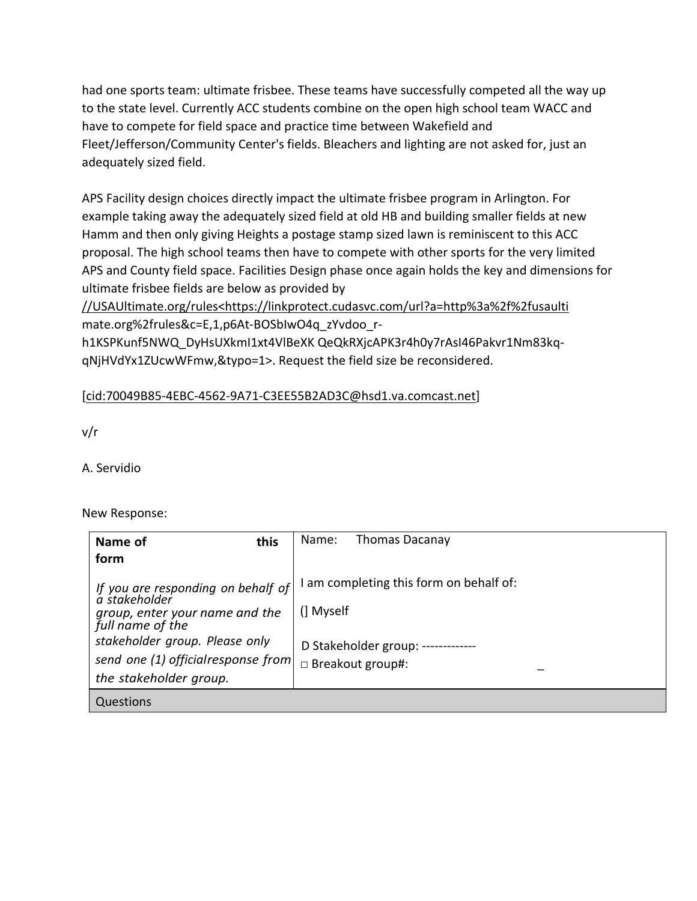had one sports team: ultimate frisbee. These teams have successfully competed all the way up to the state level. Currently ACC students combine on the open high school team WACC and have to compete for field space and practice time between Wakefield and Fleet/Jefferson/Community Center's fields. Bleachers and lighting are not asked for, just an adequately sized field.

APS Facility design choices directly impact the ultimate frisbee program in Arlington. For example taking away the adequately sized field at old HB and building smaller fields at new Hamm and then only giving Heights a postage stamp sized lawn is reminiscent to this ACC proposal. The high school teams then have to compete with other sports for the very limited APS and County field space. Facilities Design phase once again holds the key and dimensions for ultimate frisbee fields are below as provided by //USAUltimate.org/rules<https://linkprotect.cudasvc.com/url?a=http%3a%2f%2fusaultimate.org%2frules&c=E,1,p6At-BOSbIwO4q_zYvdoo_r-h1KSPKunf5NWQ_DyHsUXkmI1xt4VlBeXK QeQkRXjcAPK3r4h0y7rAsI46Pakvr1Nm83kq-qNjHVdYx1ZUcwWFmw,&typo=1>. Request the field size be reconsidered.

[cid:70049B85-4EBC-4562-9A71-C3EE55B2AD3C@hsd1.va.comcast.net]

v/r

A. Servidio

New Response:

| **Name of this form**<br><br>*If you are responding on behalf of a stakeholder group, enter your name and the full name of the stakeholder group. Please only send one (1) official response from the stakeholder group.* | Name: Thomas Dacanay<br><br>I am completing this form on behalf of:<br><br>[] Myself<br><br>D Stakeholder group: -------------<br>□ Breakout group#: _ |
|---|---|
| Questions | |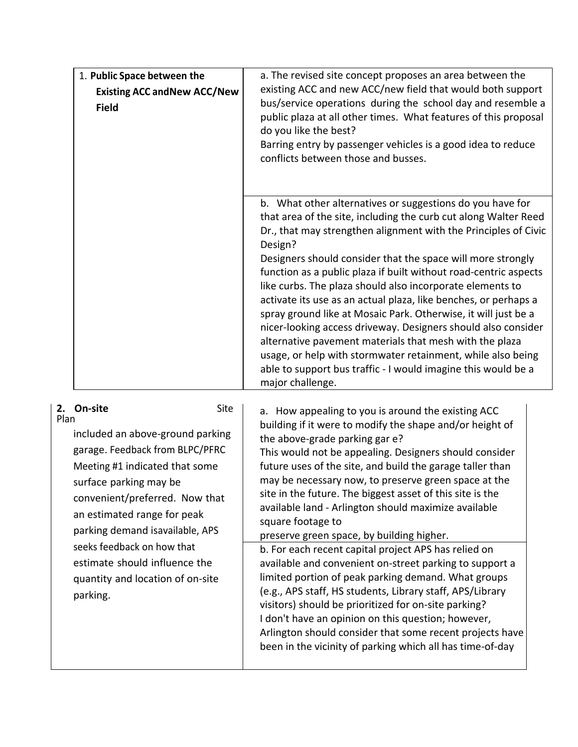| | |
|---|---|
| 1. **Public Space between the Existing ACC andNew ACC/New Field** | a. The revised site concept proposes an area between the existing ACC and new ACC/new field that would both support bus/service operations during the school day and resemble a public plaza at all other times. What features of this proposal do you like the best?<br>Barring entry by passenger vehicles is a good idea to reduce conflicts between those and busses. |
| | b. What other alternatives or suggestions do you have for that area of the site, including the curb cut along Walter Reed Dr., that may strengthen alignment with the Principles of Civic Design?<br>Designers should consider that the space will more strongly function as a public plaza if built without road-centric aspects like curbs. The plaza should also incorporate elements to activate its use as an actual plaza, like benches, or perhaps a spray ground like at Mosaic Park. Otherwise, it will just be a nicer-looking access driveway. Designers should also consider alternative pavement materials that mesh with the plaza usage, or help with stormwater retainment, while also being able to support bus traffic - I would imagine this would be a major challenge. |

| | |
|---|---|
| **2. On-site** Site Plan included an above-ground parking garage. Feedback from BLPC/PFRC Meeting #1 indicated that some surface parking may be convenient/preferred. Now that an estimated range for peak parking demand isavailable, APS seeks feedback on how that estimate should influence the quantity and location of on-site parking. | a. How appealing to you is around the existing ACC building if it were to modify the shape and/or height of the above-grade parking gar e?<br>This would not be appealing. Designers should consider future uses of the site, and build the garage taller than may be necessary now, to preserve green space at the site in the future. The biggest asset of this site is the available land - Arlington should maximize available square footage to preserve green space, by building higher. |
| | b. For each recent capital project APS has relied on available and convenient on-street parking to support a limited portion of peak parking demand. What groups (e.g., APS staff, HS students, Library staff, APS/Library visitors) should be prioritized for on-site parking?<br>I don't have an opinion on this question; however, Arlington should consider that some recent projects have been in the vicinity of parking which all has time-of-day |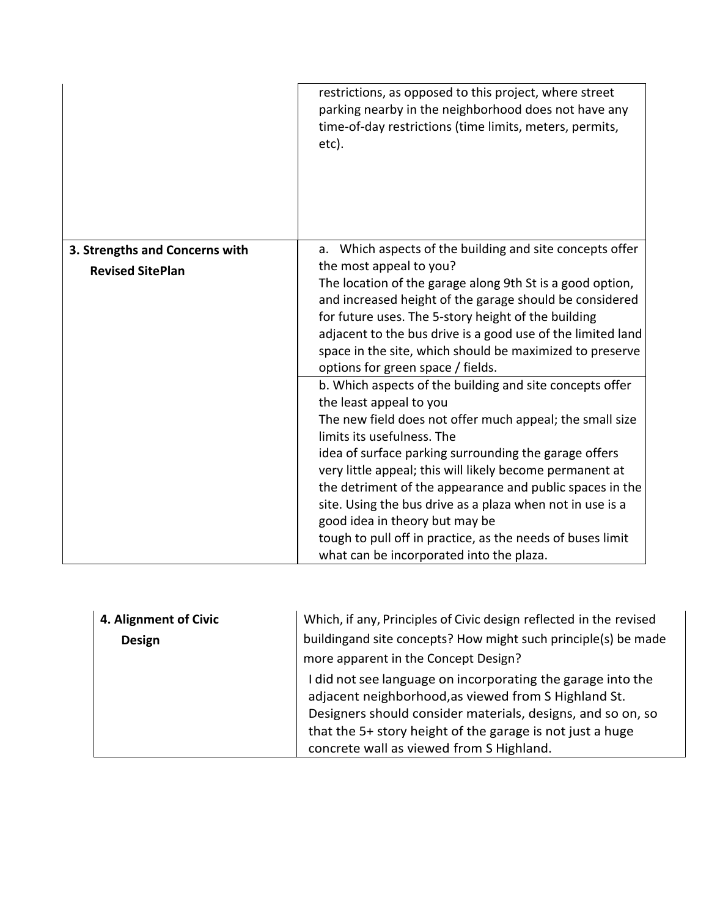| | |
|---|---|
| | restrictions, as opposed to this project, where street parking nearby in the neighborhood does not have any time-of-day restrictions (time limits, meters, permits, etc). |
| **3. Strengths and Concerns with Revised SitePlan** | a. Which aspects of the building and site concepts offer the most appeal to you?<br>The location of the garage along 9th St is a good option, and increased height of the garage should be considered for future uses. The 5-story height of the building adjacent to the bus drive is a good use of the limited land space in the site, which should be maximized to preserve options for green space / fields. |
| | b. Which aspects of the building and site concepts offer the least appeal to you<br>The new field does not offer much appeal; the small size limits its usefulness. The idea of surface parking surrounding the garage offers very little appeal; this will likely become permanent at the detriment of the appearance and public spaces in the site. Using the bus drive as a plaza when not in use is a good idea in theory but may be tough to pull off in practice, as the needs of buses limit what can be incorporated into the plaza. |

| | |
|---|---|
| **4. Alignment of Civic Design** | Which, if any, Principles of Civic design reflected in the revised buildingand site concepts? How might such principle(s) be made more apparent in the Concept Design?<br>I did not see language on incorporating the garage into the adjacent neighborhood,as viewed from S Highland St. Designers should consider materials, designs, and so on, so that the 5+ story height of the garage is not just a huge concrete wall as viewed from S Highland. |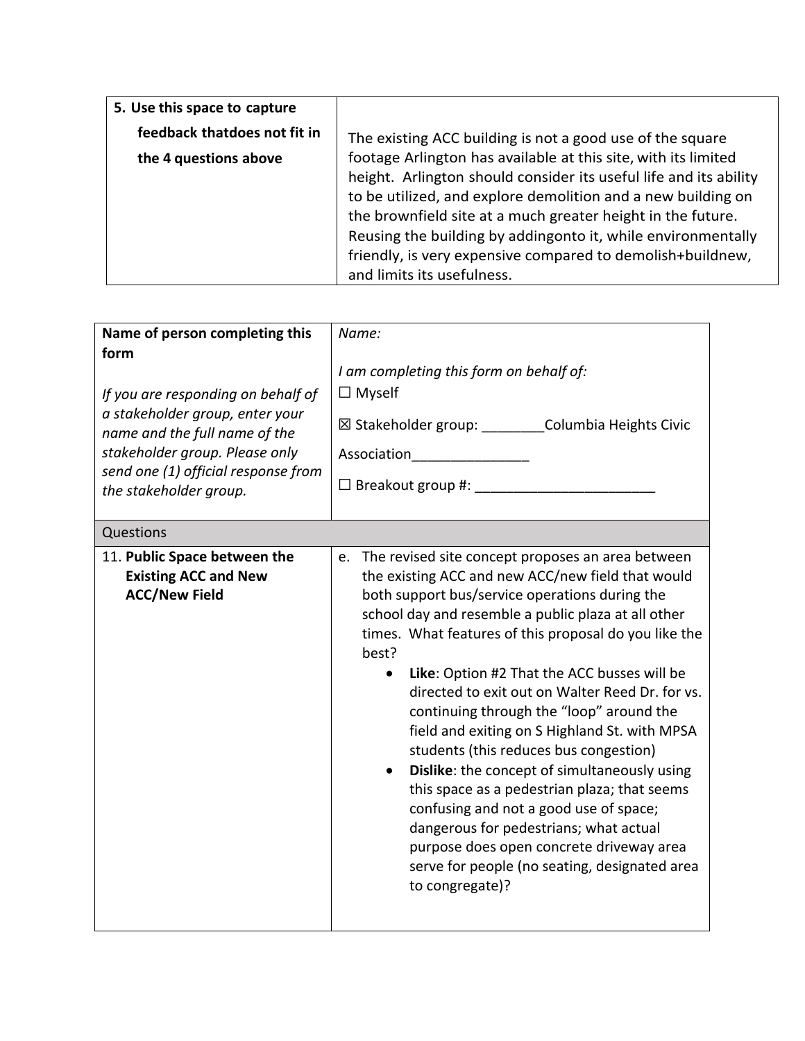| 5. Use this space to capture feedback thatdoes not fit in the 4 questions above | The existing ACC building is not a good use of the square footage Arlington has available at this site, with its limited height. Arlington should consider its useful life and its ability to be utilized, and explore demolition and a new building on the brownfield site at a much greater height in the future. Reusing the building by addingonto it, while environmentally friendly, is very expensive compared to demolish+buildnew, and limits its usefulness. |
|---|---|

| **Name of person completing this form**<br><br>*If you are responding on behalf of a stakeholder group, enter your name and the full name of the stakeholder group. Please only send one (1) official response from the stakeholder group.* | *Name:*<br><br>*I am completing this form on behalf of:*<br>☐ Myself<br>☒ Stakeholder group: ________Columbia Heights Civic Association_______________<br>☐ Breakout group #: _______________________ |
|---|---|
| Questions | |
| 11. **Public Space between the Existing ACC and New ACC/New Field** | e. The revised site concept proposes an area between the existing ACC and new ACC/new field that would both support bus/service operations during the school day and resemble a public plaza at all other times. What features of this proposal do you like the best?<br>• **Like**: Option #2 That the ACC busses will be directed to exit out on Walter Reed Dr. for vs. continuing through the "loop" around the field and exiting on S Highland St. with MPSA students (this reduces bus congestion)<br>• **Dislike**: the concept of simultaneously using this space as a pedestrian plaza; that seems confusing and not a good use of space; dangerous for pedestrians; what actual purpose does open concrete driveway area serve for people (no seating, designated area to congregate)? |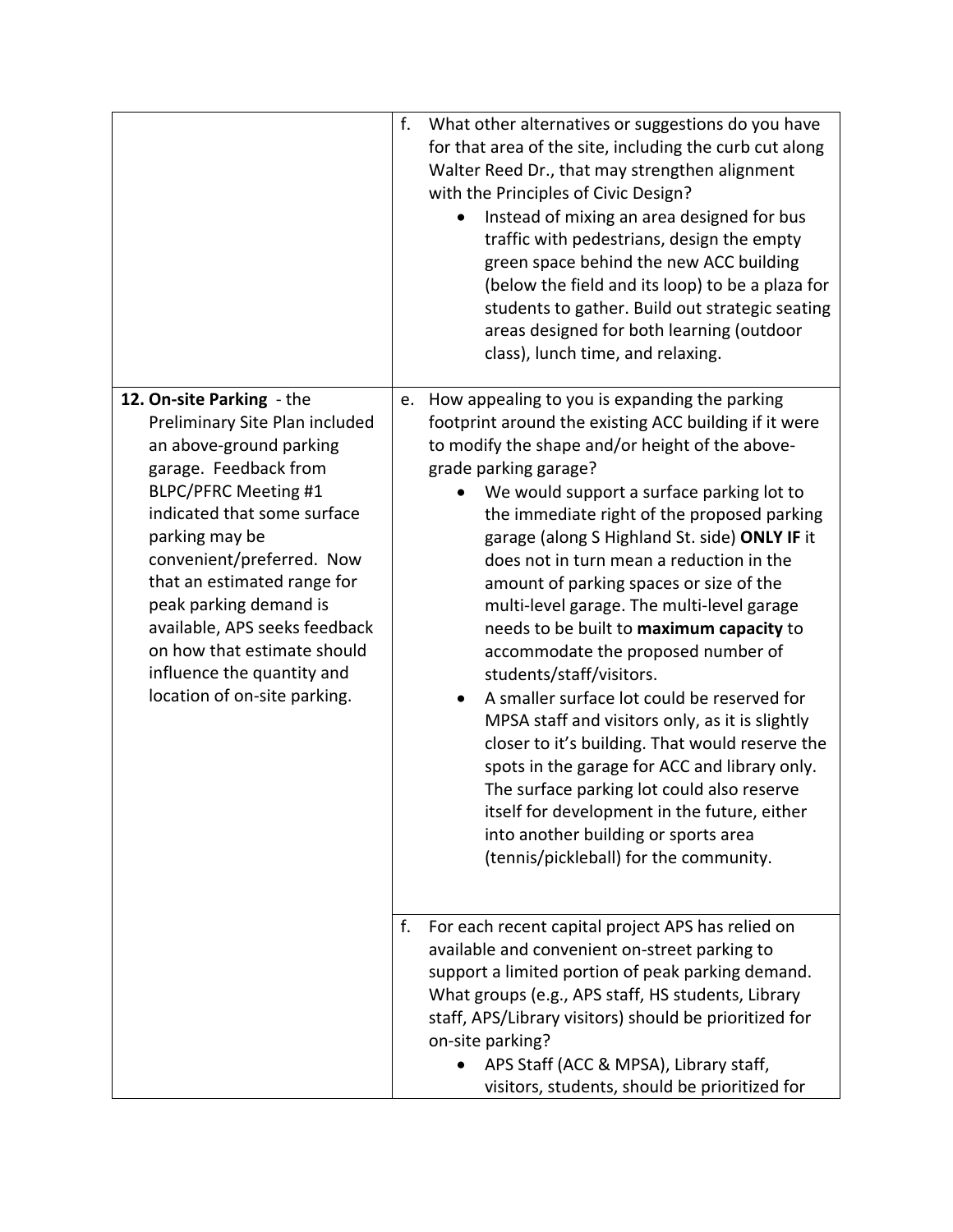| | |
|---|---|
| | f. What other alternatives or suggestions do you have for that area of the site, including the curb cut along Walter Reed Dr., that may strengthen alignment with the Principles of Civic Design?<br>• Instead of mixing an area designed for bus traffic with pedestrians, design the empty green space behind the new ACC building (below the field and its loop) to be a plaza for students to gather. Build out strategic seating areas designed for both learning (outdoor class), lunch time, and relaxing. |
| **12. On-site Parking** - the Preliminary Site Plan included an above-ground parking garage. Feedback from BLPC/PFRC Meeting #1 indicated that some surface parking may be convenient/preferred. Now that an estimated range for peak parking demand is available, APS seeks feedback on how that estimate should influence the quantity and location of on-site parking. | e. How appealing to you is expanding the parking footprint around the existing ACC building if it were to modify the shape and/or height of the above-grade parking garage?<br>• We would support a surface parking lot to the immediate right of the proposed parking garage (along S Highland St. side) **ONLY IF** it does not in turn mean a reduction in the amount of parking spaces or size of the multi-level garage. The multi-level garage needs to be built to **maximum capacity** to accommodate the proposed number of students/staff/visitors.<br>• A smaller surface lot could be reserved for MPSA staff and visitors only, as it is slightly closer to it's building. That would reserve the spots in the garage for ACC and library only. The surface parking lot could also reserve itself for development in the future, either into another building or sports area (tennis/pickleball) for the community. |
| | f. For each recent capital project APS has relied on available and convenient on-street parking to support a limited portion of peak parking demand. What groups (e.g., APS staff, HS students, Library staff, APS/Library visitors) should be prioritized for on-site parking?<br>• APS Staff (ACC & MPSA), Library staff, visitors, students, should be prioritized for |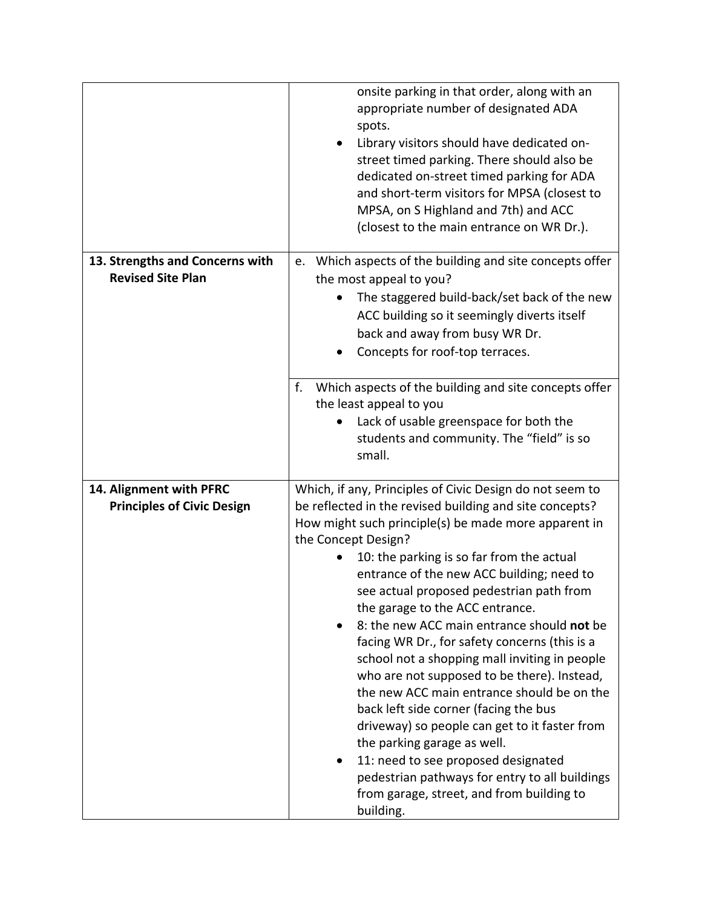| | |
|---|---|
| | onsite parking in that order, along with an appropriate number of designated ADA spots.<br>• Library visitors should have dedicated on-street timed parking. There should also be dedicated on-street timed parking for ADA and short-term visitors for MPSA (closest to MPSA, on S Highland and 7th) and ACC (closest to the main entrance on WR Dr.). |
| **13. Strengths and Concerns with Revised Site Plan** | e. Which aspects of the building and site concepts offer the most appeal to you?<br>• The staggered build-back/set back of the new ACC building so it seemingly diverts itself back and away from busy WR Dr.<br>• Concepts for roof-top terraces. |
| | f. Which aspects of the building and site concepts offer the least appeal to you<br>• Lack of usable greenspace for both the students and community. The "field" is so small. |
| **14. Alignment with PFRC Principles of Civic Design** | Which, if any, Principles of Civic Design do not seem to be reflected in the revised building and site concepts? How might such principle(s) be made more apparent in the Concept Design?<br>• 10: the parking is so far from the actual entrance of the new ACC building; need to see actual proposed pedestrian path from the garage to the ACC entrance.<br>• 8: the new ACC main entrance should **not** be facing WR Dr., for safety concerns (this is a school not a shopping mall inviting in people who are not supposed to be there). Instead, the new ACC main entrance should be on the back left side corner (facing the bus driveway) so people can get to it faster from the parking garage as well.<br>• 11: need to see proposed designated pedestrian pathways for entry to all buildings from garage, street, and from building to building. |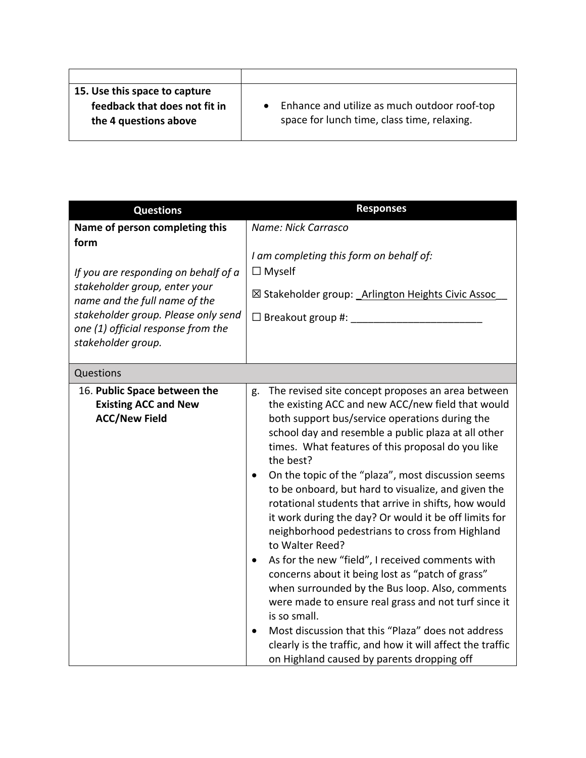| | |
|---|---|
| **15. Use this space to capture feedback that does not fit in the 4 questions above** | • Enhance and utilize as much outdoor roof-top space for lunch time, class time, relaxing. |

| Questions | Responses |
|---|---|
| **Name of person completing this form**<br><br>*If you are responding on behalf of a stakeholder group, enter your name and the full name of the stakeholder group. Please only send one (1) official response from the stakeholder group.* | *Name: Nick Carrasco*<br><br>*I am completing this form on behalf of:*<br>☐ Myself<br>☒ Stakeholder group: _Arlington Heights Civic Assoc__<br>☐ Breakout group #: _______________________ |
| Questions | |
| 16. **Public Space between the Existing ACC and New ACC/New Field** | g. The revised site concept proposes an area between the existing ACC and new ACC/new field that would both support bus/service operations during the school day and resemble a public plaza at all other times. What features of this proposal do you like the best?<br>• On the topic of the "plaza", most discussion seems to be onboard, but hard to visualize, and given the rotational students that arrive in shifts, how would it work during the day? Or would it be off limits for neighborhood pedestrians to cross from Highland to Walter Reed?<br>• As for the new "field", I received comments with concerns about it being lost as "patch of grass" when surrounded by the Bus loop. Also, comments were made to ensure real grass and not turf since it is so small.<br>• Most discussion that this "Plaza" does not address clearly is the traffic, and how it will affect the traffic on Highland caused by parents dropping off |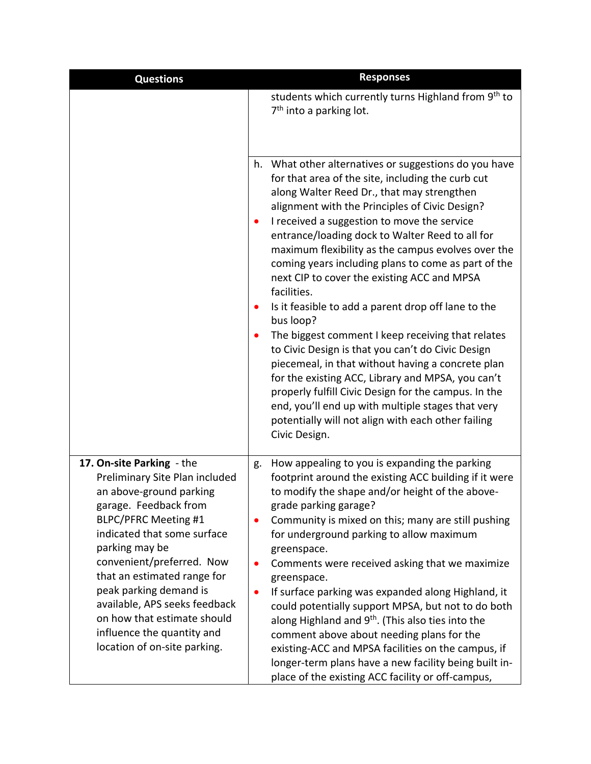| Questions | Responses |
| --- | --- |
| | students which currently turns Highland from 9th to 7th into a parking lot. |
| | h. What other alternatives or suggestions do you have for that area of the site, including the curb cut along Walter Reed Dr., that may strengthen alignment with the Principles of Civic Design?<br>• I received a suggestion to move the service entrance/loading dock to Walter Reed to all for maximum flexibility as the campus evolves over the coming years including plans to come as part of the next CIP to cover the existing ACC and MPSA facilities.<br>• Is it feasible to add a parent drop off lane to the bus loop?<br>• The biggest comment I keep receiving that relates to Civic Design is that you can't do Civic Design piecemeal, in that without having a concrete plan for the existing ACC, Library and MPSA, you can't properly fulfill Civic Design for the campus. In the end, you'll end up with multiple stages that very potentially will not align with each other failing Civic Design. |
| **17. On-site Parking** - the Preliminary Site Plan included an above-ground parking garage. Feedback from BLPC/PFRC Meeting #1 indicated that some surface parking may be convenient/preferred. Now that an estimated range for peak parking demand is available, APS seeks feedback on how that estimate should influence the quantity and location of on-site parking. | g. How appealing to you is expanding the parking footprint around the existing ACC building if it were to modify the shape and/or height of the above-grade parking garage?<br>• Community is mixed on this; many are still pushing for underground parking to allow maximum greenspace.<br>• Comments were received asking that we maximize greenspace.<br>• If surface parking was expanded along Highland, it could potentially support MPSA, but not to do both along Highland and 9th. (This also ties into the comment above about needing plans for the existing-ACC and MPSA facilities on the campus, if longer-term plans have a new facility being built in-place of the existing ACC facility or off-campus, |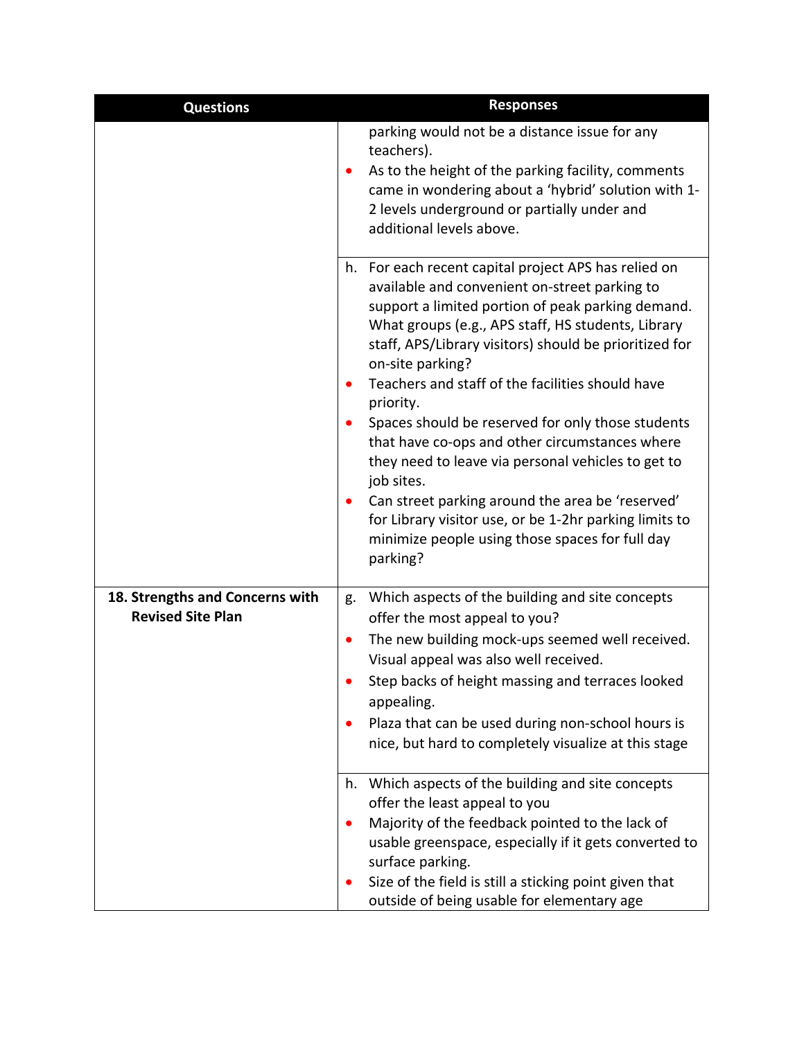| Questions | Responses |
|---|---|
| | parking would not be a distance issue for any teachers).<br>• As to the height of the parking facility, comments came in wondering about a 'hybrid' solution with 1-2 levels underground or partially under and additional levels above. |
| | h. For each recent capital project APS has relied on available and convenient on-street parking to support a limited portion of peak parking demand. What groups (e.g., APS staff, HS students, Library staff, APS/Library visitors) should be prioritized for on-site parking?<br>• Teachers and staff of the facilities should have priority.<br>• Spaces should be reserved for only those students that have co-ops and other circumstances where they need to leave via personal vehicles to get to job sites.<br>• Can street parking around the area be 'reserved' for Library visitor use, or be 1-2hr parking limits to minimize people using those spaces for full day parking? |
| **18. Strengths and Concerns with Revised Site Plan** | g. Which aspects of the building and site concepts offer the most appeal to you?<br>• The new building mock-ups seemed well received. Visual appeal was also well received.<br>• Step backs of height massing and terraces looked appealing.<br>• Plaza that can be used during non-school hours is nice, but hard to completely visualize at this stage |
| | h. Which aspects of the building and site concepts offer the least appeal to you<br>• Majority of the feedback pointed to the lack of usable greenspace, especially if it gets converted to surface parking.<br>• Size of the field is still a sticking point given that outside of being usable for elementary age |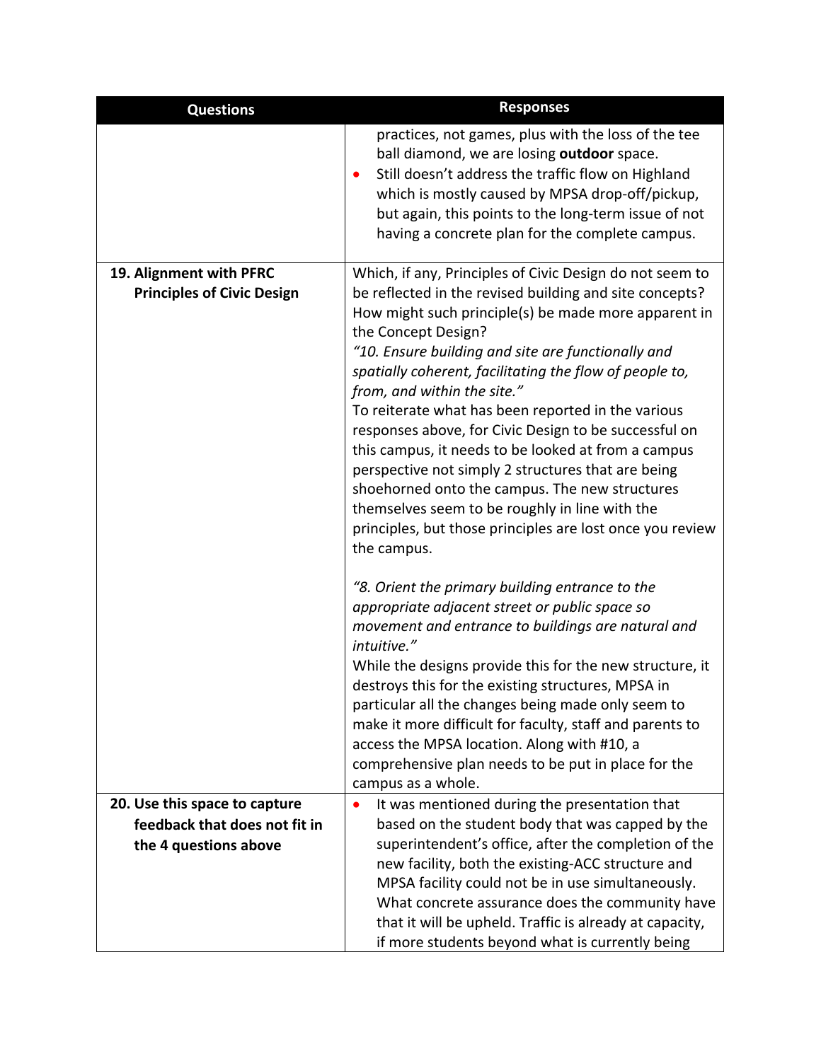| Questions | Responses |
|---|---|
| | practices, not games, plus with the loss of the tee ball diamond, we are losing **outdoor** space.<br>• Still doesn't address the traffic flow on Highland which is mostly caused by MPSA drop-off/pickup, but again, this points to the long-term issue of not having a concrete plan for the complete campus. |
| **19. Alignment with PFRC Principles of Civic Design** | Which, if any, Principles of Civic Design do not seem to be reflected in the revised building and site concepts? How might such principle(s) be made more apparent in the Concept Design?<br>*"10. Ensure building and site are functionally and spatially coherent, facilitating the flow of people to, from, and within the site."*<br>To reiterate what has been reported in the various responses above, for Civic Design to be successful on this campus, it needs to be looked at from a campus perspective not simply 2 structures that are being shoehorned onto the campus. The new structures themselves seem to be roughly in line with the principles, but those principles are lost once you review the campus.<br><br>*"8. Orient the primary building entrance to the appropriate adjacent street or public space so movement and entrance to buildings are natural and intuitive."*<br>While the designs provide this for the new structure, it destroys this for the existing structures, MPSA in particular all the changes being made only seem to make it more difficult for faculty, staff and parents to access the MPSA location. Along with #10, a comprehensive plan needs to be put in place for the campus as a whole. |
| **20. Use this space to capture feedback that does not fit in the 4 questions above** | • It was mentioned during the presentation that based on the student body that was capped by the superintendent's office, after the completion of the new facility, both the existing-ACC structure and MPSA facility could not be in use simultaneously. What concrete assurance does the community have that it will be upheld. Traffic is already at capacity, if more students beyond what is currently being |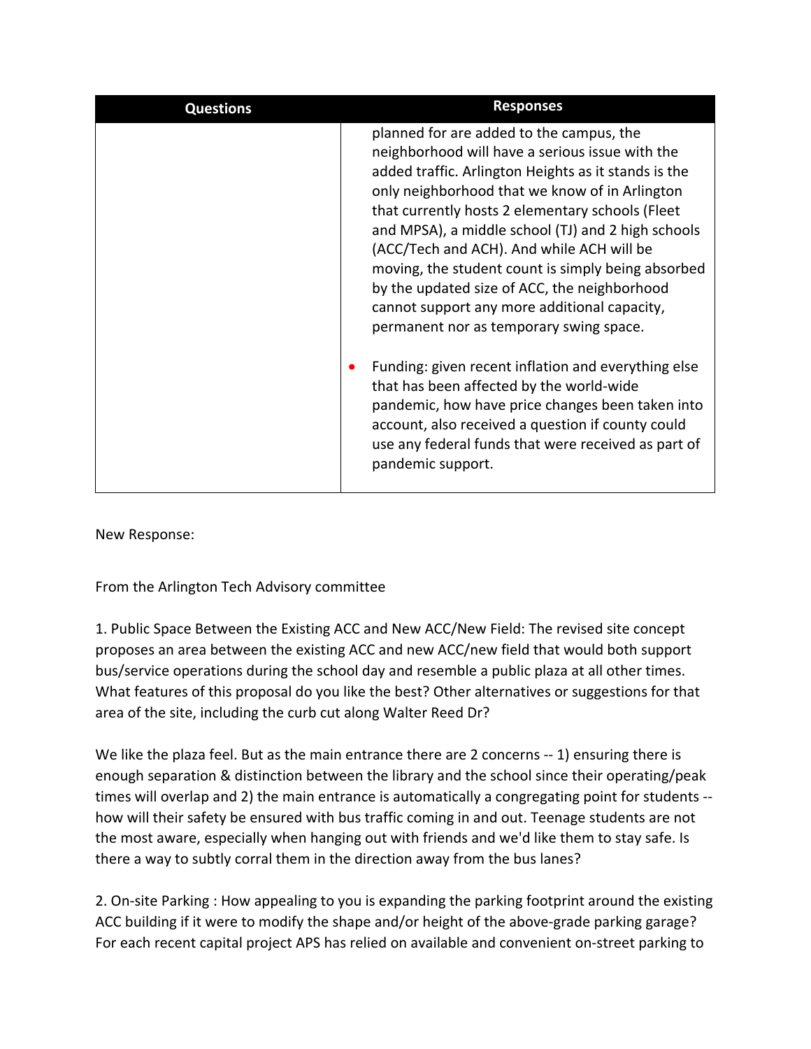| Questions | Responses |
| --- | --- |
| | planned for are added to the campus, the neighborhood will have a serious issue with the added traffic. Arlington Heights as it stands is the only neighborhood that we know of in Arlington that currently hosts 2 elementary schools (Fleet and MPSA), a middle school (TJ) and 2 high schools (ACC/Tech and ACH). And while ACH will be moving, the student count is simply being absorbed by the updated size of ACC, the neighborhood cannot support any more additional capacity, permanent nor as temporary swing space.<br><br>• Funding: given recent inflation and everything else that has been affected by the world-wide pandemic, how have price changes been taken into account, also received a question if county could use any federal funds that were received as part of pandemic support. |

New Response:

From the Arlington Tech Advisory committee

1. Public Space Between the Existing ACC and New ACC/New Field: The revised site concept proposes an area between the existing ACC and new ACC/new field that would both support bus/service operations during the school day and resemble a public plaza at all other times. What features of this proposal do you like the best? Other alternatives or suggestions for that area of the site, including the curb cut along Walter Reed Dr?

We like the plaza feel. But as the main entrance there are 2 concerns -- 1) ensuring there is enough separation & distinction between the library and the school since their operating/peak times will overlap and 2) the main entrance is automatically a congregating point for students -- how will their safety be ensured with bus traffic coming in and out. Teenage students are not the most aware, especially when hanging out with friends and we'd like them to stay safe. Is there a way to subtly corral them in the direction away from the bus lanes?

2. On-site Parking : How appealing to you is expanding the parking footprint around the existing ACC building if it were to modify the shape and/or height of the above-grade parking garage? For each recent capital project APS has relied on available and convenient on-street parking to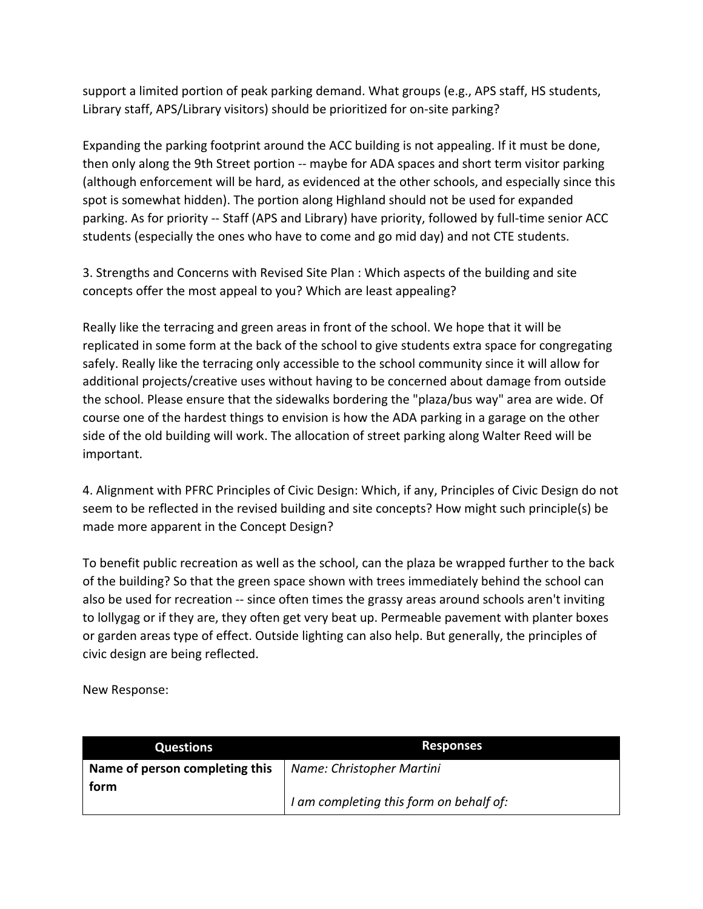support a limited portion of peak parking demand. What groups (e.g., APS staff, HS students, Library staff, APS/Library visitors) should be prioritized for on-site parking?

Expanding the parking footprint around the ACC building is not appealing. If it must be done, then only along the 9th Street portion -- maybe for ADA spaces and short term visitor parking (although enforcement will be hard, as evidenced at the other schools, and especially since this spot is somewhat hidden). The portion along Highland should not be used for expanded parking. As for priority -- Staff (APS and Library) have priority, followed by full-time senior ACC students (especially the ones who have to come and go mid day) and not CTE students.

3. Strengths and Concerns with Revised Site Plan : Which aspects of the building and site concepts offer the most appeal to you? Which are least appealing?

Really like the terracing and green areas in front of the school. We hope that it will be replicated in some form at the back of the school to give students extra space for congregating safely. Really like the terracing only accessible to the school community since it will allow for additional projects/creative uses without having to be concerned about damage from outside the school. Please ensure that the sidewalks bordering the "plaza/bus way" area are wide. Of course one of the hardest things to envision is how the ADA parking in a garage on the other side of the old building will work. The allocation of street parking along Walter Reed will be important.

4. Alignment with PFRC Principles of Civic Design: Which, if any, Principles of Civic Design do not seem to be reflected in the revised building and site concepts? How might such principle(s) be made more apparent in the Concept Design?

To benefit public recreation as well as the school, can the plaza be wrapped further to the back of the building? So that the green space shown with trees immediately behind the school can also be used for recreation -- since often times the grassy areas around schools aren't inviting to lollygag or if they are, they often get very beat up. Permeable pavement with planter boxes or garden areas type of effect. Outside lighting can also help. But generally, the principles of civic design are being reflected.

New Response:

| Questions | Responses |
|---|---|
| **Name of person completing this form** | *Name: Christopher Martini*<br><br>*I am completing this form on behalf of:* |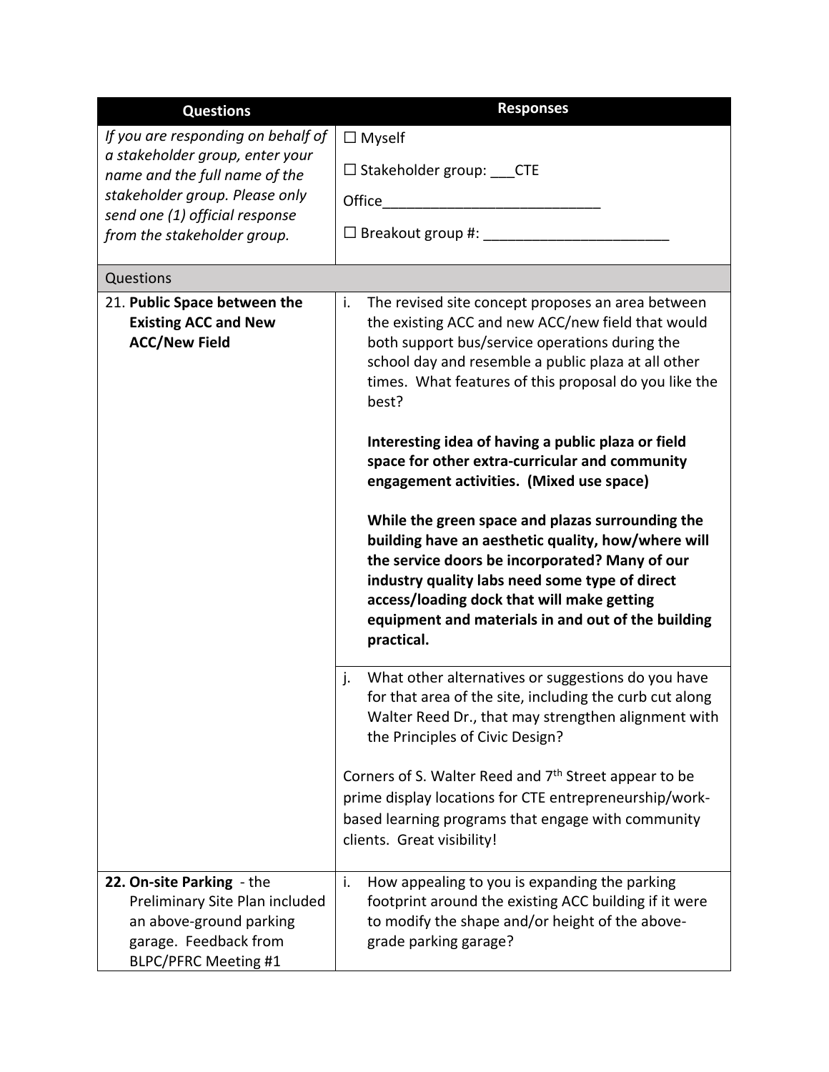| Questions | Responses |
| --- | --- |
| *If you are responding on behalf of a stakeholder group, enter your name and the full name of the stakeholder group. Please only send one (1) official response from the stakeholder group.* | ☐ Myself<br><br>☐ Stakeholder group: ___CTE<br><br>Office___________________________<br><br>☐ Breakout group #: ________________________ |
| Questions | |
| 21. **Public Space between the Existing ACC and New ACC/New Field** | i. The revised site concept proposes an area between the existing ACC and new ACC/new field that would both support bus/service operations during the school day and resemble a public plaza at all other times. What features of this proposal do you like the best?<br><br>**Interesting idea of having a public plaza or field space for other extra-curricular and community engagement activities. (Mixed use space)**<br><br>**While the green space and plazas surrounding the building have an aesthetic quality, how/where will the service doors be incorporated? Many of our industry quality labs need some type of direct access/loading dock that will make getting equipment and materials in and out of the building practical.** |
| | j. What other alternatives or suggestions do you have for that area of the site, including the curb cut along Walter Reed Dr., that may strengthen alignment with the Principles of Civic Design?<br><br>Corners of S. Walter Reed and 7th Street appear to be prime display locations for CTE entrepreneurship/work-based learning programs that engage with community clients. Great visibility! |
| **22. On-site Parking** - the Preliminary Site Plan included an above-ground parking garage. Feedback from BLPC/PFRC Meeting #1 | i. How appealing to you is expanding the parking footprint around the existing ACC building if it were to modify the shape and/or height of the above-grade parking garage? |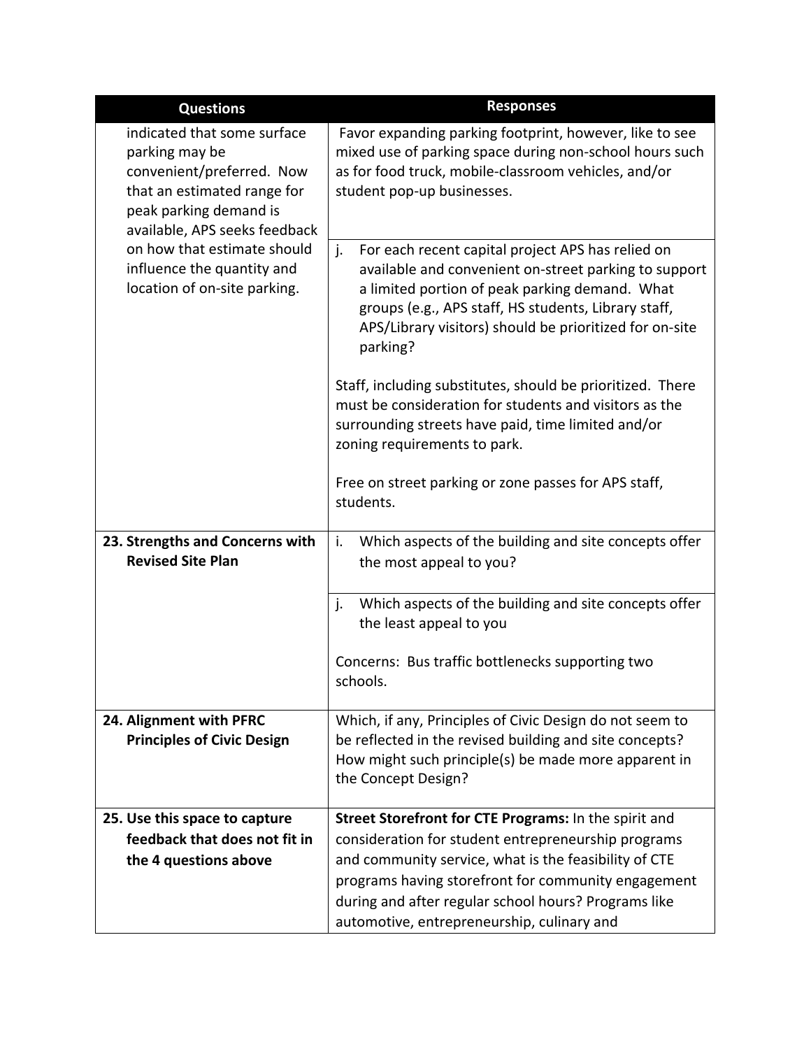| Questions | Responses |
| --- | --- |
| indicated that some surface parking may be convenient/preferred. Now that an estimated range for peak parking demand is available, APS seeks feedback on how that estimate should influence the quantity and location of on-site parking. | Favor expanding parking footprint, however, like to see mixed use of parking space during non-school hours such as for food truck, mobile-classroom vehicles, and/or student pop-up businesses. |
| | j. For each recent capital project APS has relied on available and convenient on-street parking to support a limited portion of peak parking demand. What groups (e.g., APS staff, HS students, Library staff, APS/Library visitors) should be prioritized for on-site parking?<br><br>Staff, including substitutes, should be prioritized. There must be consideration for students and visitors as the surrounding streets have paid, time limited and/or zoning requirements to park.<br><br>Free on street parking or zone passes for APS staff, students. |
| **23. Strengths and Concerns with Revised Site Plan** | i. Which aspects of the building and site concepts offer the most appeal to you? |
| | j. Which aspects of the building and site concepts offer the least appeal to you<br><br>Concerns: Bus traffic bottlenecks supporting two schools. |
| **24. Alignment with PFRC Principles of Civic Design** | Which, if any, Principles of Civic Design do not seem to be reflected in the revised building and site concepts? How might such principle(s) be made more apparent in the Concept Design? |
| **25. Use this space to capture feedback that does not fit in the 4 questions above** | **Street Storefront for CTE Programs:** In the spirit and consideration for student entrepreneurship programs and community service, what is the feasibility of CTE programs having storefront for community engagement during and after regular school hours? Programs like automotive, entrepreneurship, culinary and |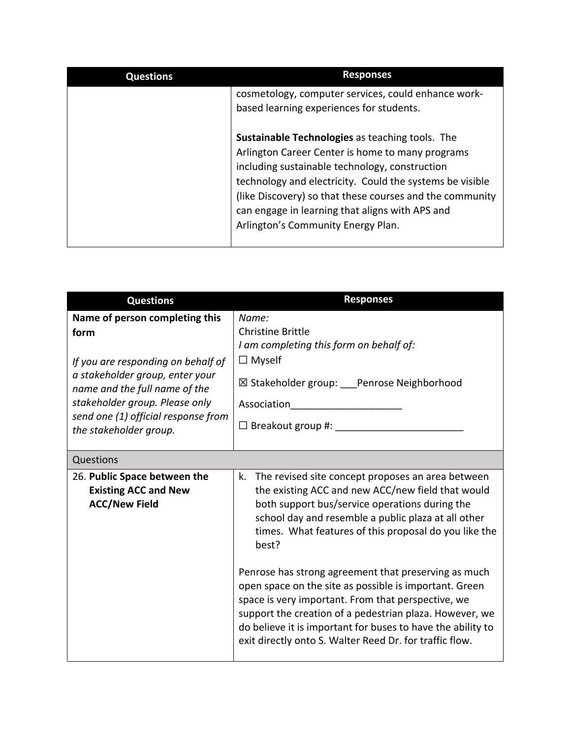| Questions | Responses |
| --- | --- |
| | cosmetology, computer services, could enhance work-based learning experiences for students.<br><br>**Sustainable Technologies** as teaching tools. The Arlington Career Center is home to many programs including sustainable technology, construction technology and electricity. Could the systems be visible (like Discovery) so that these courses and the community can engage in learning that aligns with APS and Arlington's Community Energy Plan. |

| Questions | Responses |
| --- | --- |
| **Name of person completing this form**<br><br>*If you are responding on behalf of a stakeholder group, enter your name and the full name of the stakeholder group. Please only send one (1) official response from the stakeholder group.* | *Name:*<br>Christine Brittle<br>*I am completing this form on behalf of:*<br>☐ Myself<br>☒ Stakeholder group: ___Penrose Neighborhood Association____________________<br>☐ Breakout group #: _______________________ |
| Questions | |
| 26. **Public Space between the Existing ACC and New ACC/New Field** | k. The revised site concept proposes an area between the existing ACC and new ACC/new field that would both support bus/service operations during the school day and resemble a public plaza at all other times. What features of this proposal do you like the best?<br><br>Penrose has strong agreement that preserving as much open space on the site as possible is important. Green space is very important. From that perspective, we support the creation of a pedestrian plaza. However, we do believe it is important for buses to have the ability to exit directly onto S. Walter Reed Dr. for traffic flow. |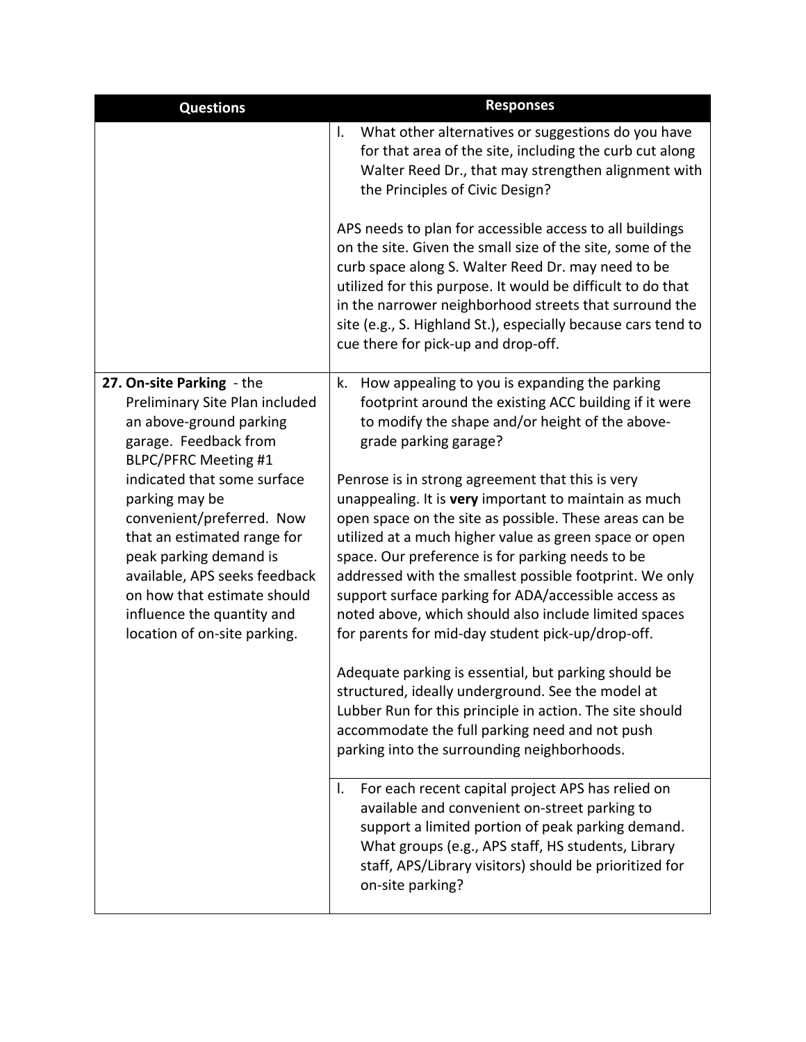| Questions | Responses |
|---|---|
| | l. What other alternatives or suggestions do you have for that area of the site, including the curb cut along Walter Reed Dr., that may strengthen alignment with the Principles of Civic Design?<br><br>APS needs to plan for accessible access to all buildings on the site. Given the small size of the site, some of the curb space along S. Walter Reed Dr. may need to be utilized for this purpose. It would be difficult to do that in the narrower neighborhood streets that surround the site (e.g., S. Highland St.), especially because cars tend to cue there for pick-up and drop-off. |
| **27. On-site Parking** - the Preliminary Site Plan included an above-ground parking garage. Feedback from BLPC/PFRC Meeting #1 indicated that some surface parking may be convenient/preferred. Now that an estimated range for peak parking demand is available, APS seeks feedback on how that estimate should influence the quantity and location of on-site parking. | k. How appealing to you is expanding the parking footprint around the existing ACC building if it were to modify the shape and/or height of the above-grade parking garage?<br><br>Penrose is in strong agreement that this is very unappealing. It is **very** important to maintain as much open space on the site as possible. These areas can be utilized at a much higher value as green space or open space. Our preference is for parking needs to be addressed with the smallest possible footprint. We only support surface parking for ADA/accessible access as noted above, which should also include limited spaces for parents for mid-day student pick-up/drop-off.<br><br>Adequate parking is essential, but parking should be structured, ideally underground. See the model at Lubber Run for this principle in action. The site should accommodate the full parking need and not push parking into the surrounding neighborhoods. |
| | l. For each recent capital project APS has relied on available and convenient on-street parking to support a limited portion of peak parking demand. What groups (e.g., APS staff, HS students, Library staff, APS/Library visitors) should be prioritized for on-site parking? |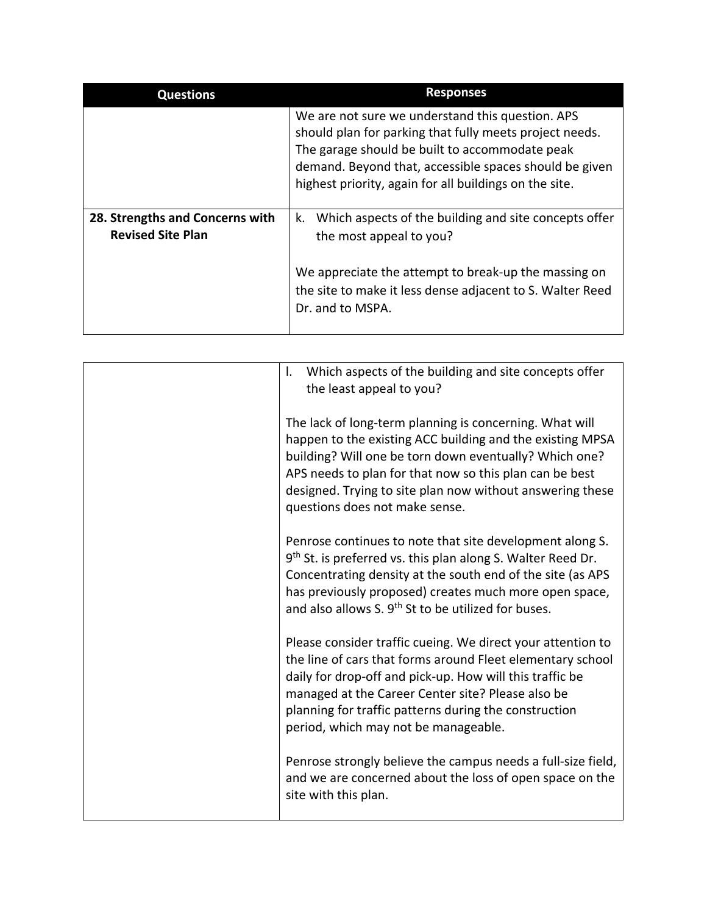| Questions | Responses |
| --- | --- |
| | We are not sure we understand this question. APS should plan for parking that fully meets project needs. The garage should be built to accommodate peak demand. Beyond that, accessible spaces should be given highest priority, again for all buildings on the site. |
| **28. Strengths and Concerns with Revised Site Plan** | k. Which aspects of the building and site concepts offer the most appeal to you?<br><br>We appreciate the attempt to break-up the massing on the site to make it less dense adjacent to S. Walter Reed Dr. and to MSPA. |
| | l. Which aspects of the building and site concepts offer the least appeal to you?<br><br>The lack of long-term planning is concerning. What will happen to the existing ACC building and the existing MPSA building? Will one be torn down eventually? Which one? APS needs to plan for that now so this plan can be best designed. Trying to site plan now without answering these questions does not make sense.<br><br>Penrose continues to note that site development along S. 9th St. is preferred vs. this plan along S. Walter Reed Dr. Concentrating density at the south end of the site (as APS has previously proposed) creates much more open space, and also allows S. 9th St to be utilized for buses.<br><br>Please consider traffic cueing. We direct your attention to the line of cars that forms around Fleet elementary school daily for drop-off and pick-up. How will this traffic be managed at the Career Center site? Please also be planning for traffic patterns during the construction period, which may not be manageable.<br><br>Penrose strongly believe the campus needs a full-size field, and we are concerned about the loss of open space on the site with this plan. |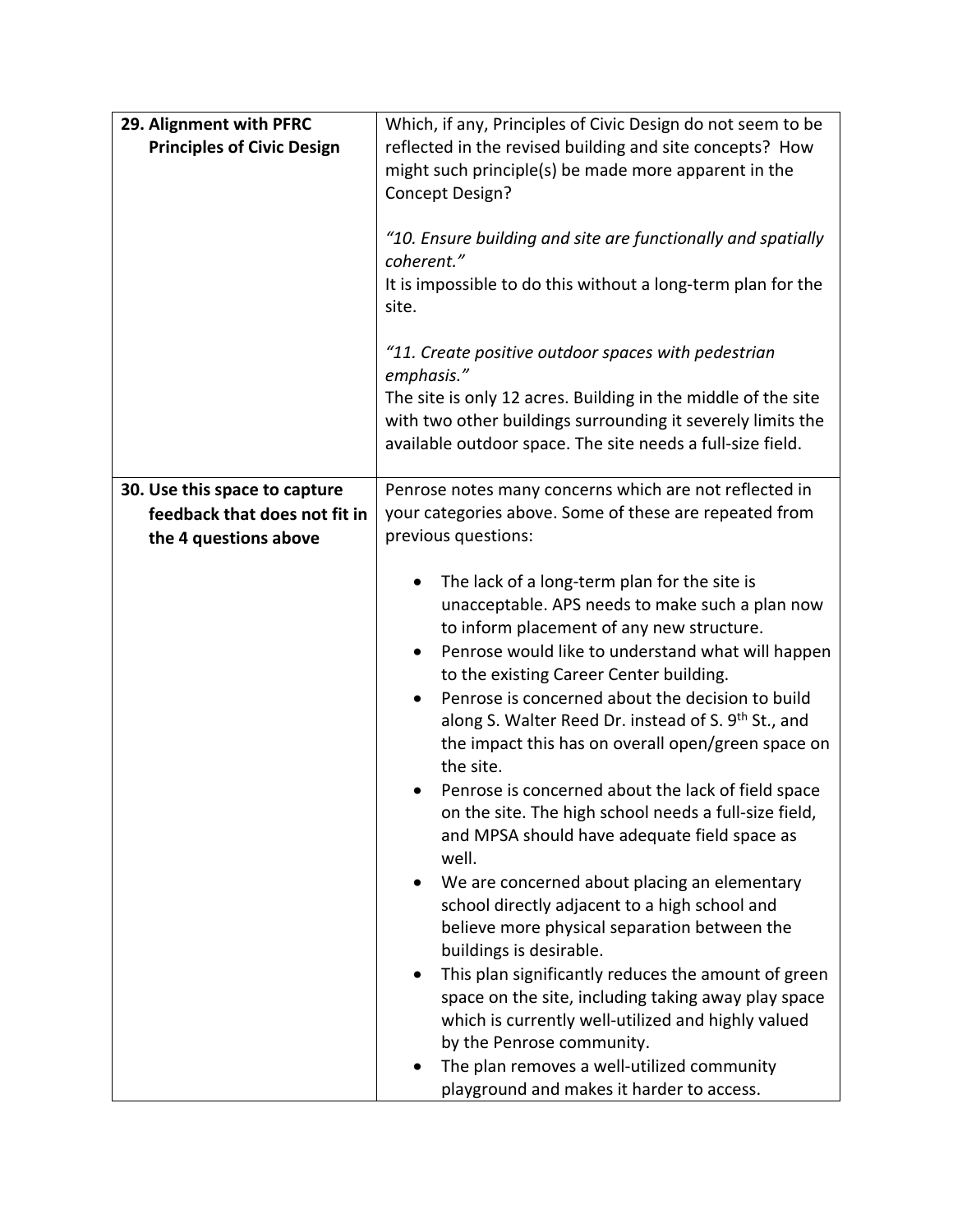| **29. Alignment with PFRC Principles of Civic Design** | Which, if any, Principles of Civic Design do not seem to be reflected in the revised building and site concepts? How might such principle(s) be made more apparent in the Concept Design?<br><br>*"10. Ensure building and site are functionally and spatially coherent."*<br>It is impossible to do this without a long-term plan for the site.<br><br>*"11. Create positive outdoor spaces with pedestrian emphasis."*<br>The site is only 12 acres. Building in the middle of the site with two other buildings surrounding it severely limits the available outdoor space. The site needs a full-size field. |
|---|---|
| **30. Use this space to capture feedback that does not fit in the 4 questions above** | Penrose notes many concerns which are not reflected in your categories above. Some of these are repeated from previous questions:<br><br>• The lack of a long-term plan for the site is unacceptable. APS needs to make such a plan now to inform placement of any new structure.<br>• Penrose would like to understand what will happen to the existing Career Center building.<br>• Penrose is concerned about the decision to build along S. Walter Reed Dr. instead of S. 9th St., and the impact this has on overall open/green space on the site.<br>• Penrose is concerned about the lack of field space on the site. The high school needs a full-size field, and MPSA should have adequate field space as well.<br>• We are concerned about placing an elementary school directly adjacent to a high school and believe more physical separation between the buildings is desirable.<br>• This plan significantly reduces the amount of green space on the site, including taking away play space which is currently well-utilized and highly valued by the Penrose community.<br>• The plan removes a well-utilized community playground and makes it harder to access. |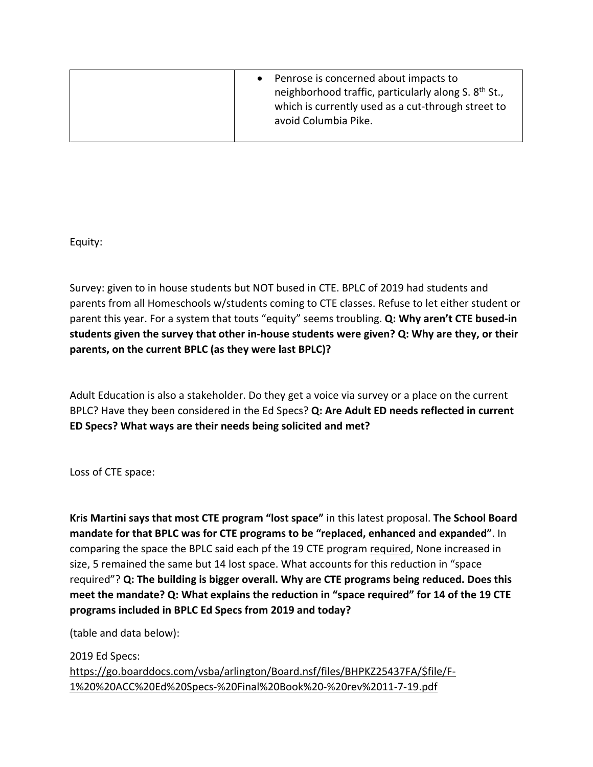| | |
|---|---|
| | • Penrose is concerned about impacts to neighborhood traffic, particularly along S. 8th St., which is currently used as a cut-through street to avoid Columbia Pike. |

Equity:

Survey: given to in house students but NOT bused in CTE. BPLC of 2019 had students and parents from all Homeschools w/students coming to CTE classes. Refuse to let either student or parent this year. For a system that touts "equity" seems troubling. **Q: Why aren't CTE bused-in students given the survey that other in-house students were given? Q: Why are they, or their parents, on the current BPLC (as they were last BPLC)?**

Adult Education is also a stakeholder. Do they get a voice via survey or a place on the current BPLC? Have they been considered in the Ed Specs? **Q: Are Adult ED needs reflected in current ED Specs? What ways are their needs being solicited and met?**

Loss of CTE space:

**Kris Martini says that most CTE program "lost space"** in this latest proposal. **The School Board mandate for that BPLC was for CTE programs to be "replaced, enhanced and expanded"**. In comparing the space the BPLC said each pf the 19 CTE program required, None increased in size, 5 remained the same but 14 lost space. What accounts for this reduction in "space required"? **Q: The building is bigger overall. Why are CTE programs being reduced. Does this meet the mandate? Q: What explains the reduction in "space required" for 14 of the 19 CTE programs included in BPLC Ed Specs from 2019 and today?**

(table and data below):

2019 Ed Specs:
https://go.boarddocs.com/vsba/arlington/Board.nsf/files/BHPKZ25437FA/$file/F-1%20%20ACC%20Ed%20Specs-%20Final%20Book%20-%20rev%2011-7-19.pdf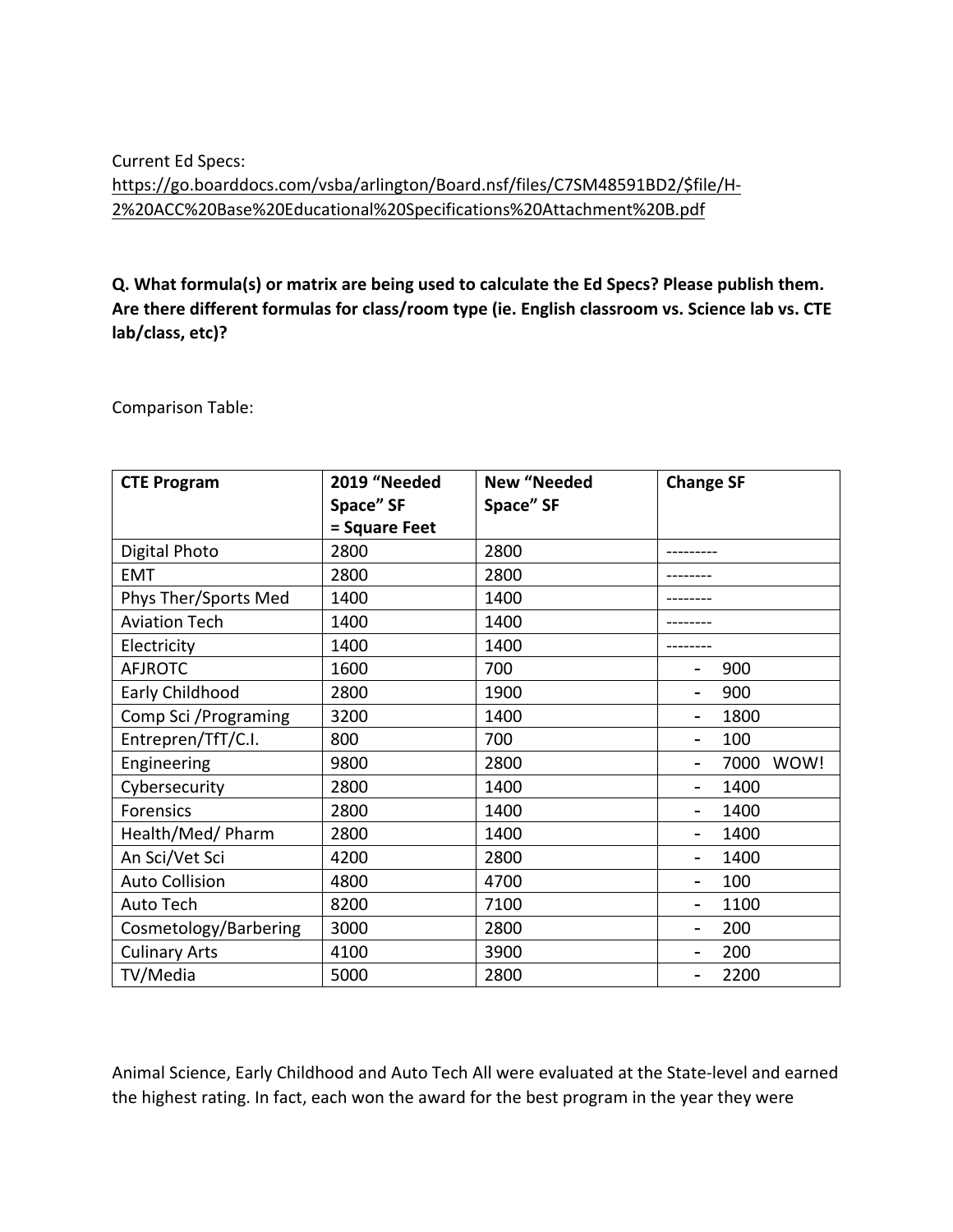Current Ed Specs:
https://go.boarddocs.com/vsba/arlington/Board.nsf/files/C7SM48591BD2/$file/H-2%20ACC%20Base%20Educational%20Specifications%20Attachment%20B.pdf

**Q. What formula(s) or matrix are being used to calculate the Ed Specs? Please publish them. Are there different formulas for class/room type (ie. English classroom vs. Science lab vs. CTE lab/class, etc)?**

Comparison Table:

| CTE Program | 2019 "Needed Space" SF = Square Feet | New "Needed Space" SF | Change SF |
|---|---|---|---|
| Digital Photo | 2800 | 2800 | --------- |
| EMT | 2800 | 2800 | -------- |
| Phys Ther/Sports Med | 1400 | 1400 | -------- |
| Aviation Tech | 1400 | 1400 | -------- |
| Electricity | 1400 | 1400 | -------- |
| AFJROTC | 1600 | 700 | - 900 |
| Early Childhood | 2800 | 1900 | - 900 |
| Comp Sci /Programing | 3200 | 1400 | - 1800 |
| Entrepren/TfT/C.I. | 800 | 700 | - 100 |
| Engineering | 9800 | 2800 | - 7000 WOW! |
| Cybersecurity | 2800 | 1400 | - 1400 |
| Forensics | 2800 | 1400 | - 1400 |
| Health/Med/ Pharm | 2800 | 1400 | - 1400 |
| An Sci/Vet Sci | 4200 | 2800 | - 1400 |
| Auto Collision | 4800 | 4700 | - 100 |
| Auto Tech | 8200 | 7100 | - 1100 |
| Cosmetology/Barbering | 3000 | 2800 | - 200 |
| Culinary Arts | 4100 | 3900 | - 200 |
| TV/Media | 5000 | 2800 | - 2200 |

Animal Science, Early Childhood and Auto Tech All were evaluated at the State-level and earned the highest rating. In fact, each won the award for the best program in the year they were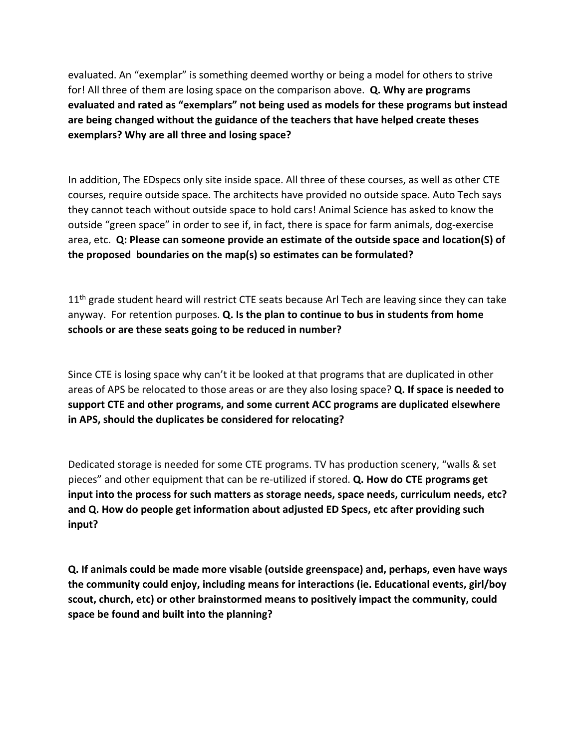evaluated. An "exemplar" is something deemed worthy or being a model for others to strive for! All three of them are losing space on the comparison above. **Q. Why are programs evaluated and rated as "exemplars" not being used as models for these programs but instead are being changed without the guidance of the teachers that have helped create theses exemplars? Why are all three and losing space?**

In addition, The EDspecs only site inside space. All three of these courses, as well as other CTE courses, require outside space. The architects have provided no outside space. Auto Tech says they cannot teach without outside space to hold cars! Animal Science has asked to know the outside "green space" in order to see if, in fact, there is space for farm animals, dog-exercise area, etc. **Q: Please can someone provide an estimate of the outside space and location(S) of the proposed boundaries on the map(s) so estimates can be formulated?**

11th grade student heard will restrict CTE seats because Arl Tech are leaving since they can take anyway. For retention purposes. **Q. Is the plan to continue to bus in students from home schools or are these seats going to be reduced in number?**

Since CTE is losing space why can't it be looked at that programs that are duplicated in other areas of APS be relocated to those areas or are they also losing space? **Q. If space is needed to support CTE and other programs, and some current ACC programs are duplicated elsewhere in APS, should the duplicates be considered for relocating?**

Dedicated storage is needed for some CTE programs. TV has production scenery, "walls & set pieces" and other equipment that can be re-utilized if stored. **Q. How do CTE programs get input into the process for such matters as storage needs, space needs, curriculum needs, etc? and Q. How do people get information about adjusted ED Specs, etc after providing such input?**

**Q. If animals could be made more visable (outside greenspace) and, perhaps, even have ways the community could enjoy, including means for interactions (ie. Educational events, girl/boy scout, church, etc) or other brainstormed means to positively impact the community, could space be found and built into the planning?**